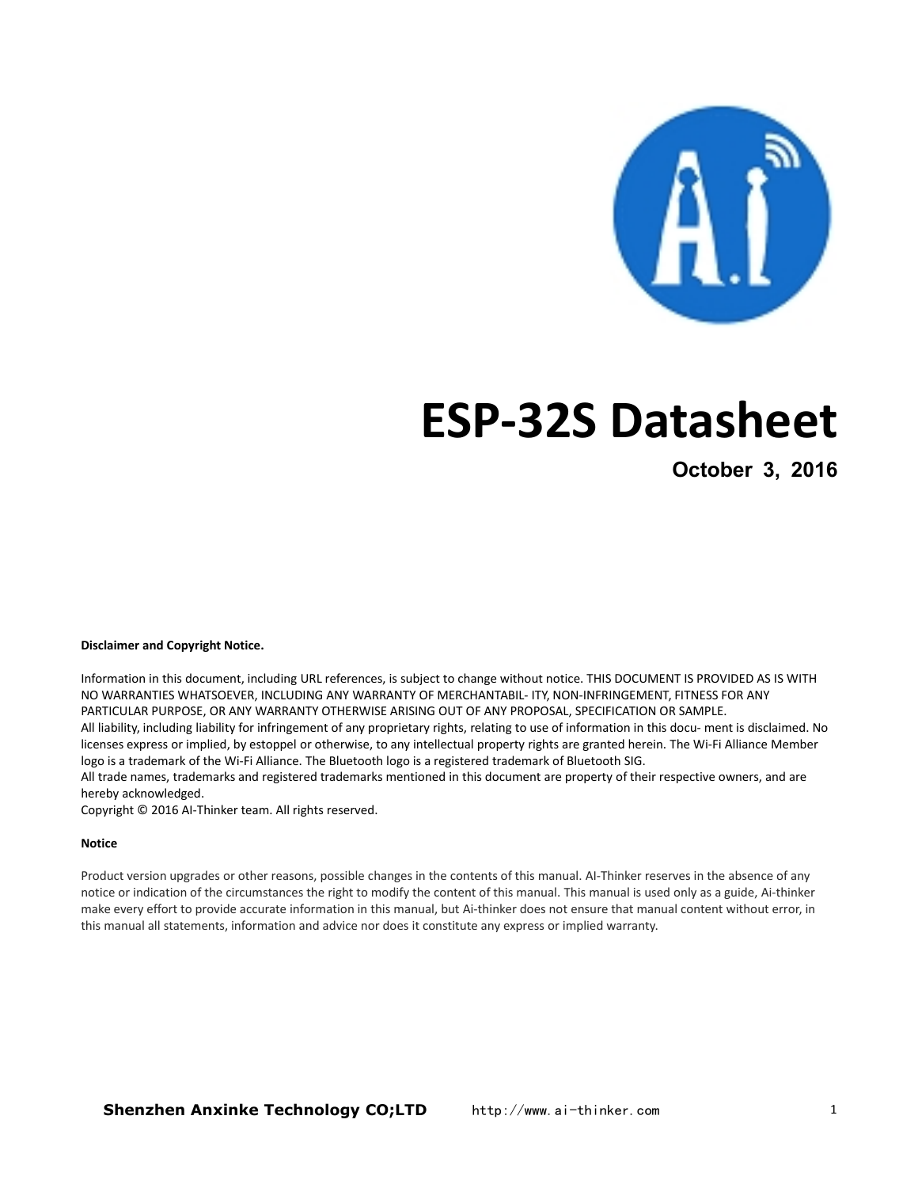# ESP-32S Datasheet

**October 3, 2016**

**Disclaimer and Copyright Notice.**

Information in this document, including URL references, is subject to change without notice. THIS DOCUMENT IS PROVIDED AS IS WITH NO WARRANTIES WHATSOEVER, INCLUDING ANY WARRANTY OF MERCHANTABIL- ITY, NON-INFRINGEMENT, FITNESS FOR ANY PARTICULAR PURPOSE, OR ANY WARRANTY OTHERWISE ARISING OUT OF ANY PROPOSAL, SPECIFICATION OR SAMPLE.
All liability, including liability for infringement of any proprietary rights, relating to use of information in this docu- ment is disclaimed. No licenses express or implied, by estoppel or otherwise, to any intellectual property rights are granted herein. The Wi-Fi Alliance Member logo is a trademark of the Wi-Fi Alliance. The Bluetooth logo is a registered trademark of Bluetooth SIG.
All trade names, trademarks and registered trademarks mentioned in this document are property of their respective owners, and are hereby acknowledged.
Copyright © 2016 AI-Thinker team. All rights reserved.

**Notice**

Product version upgrades or other reasons, possible changes in the contents of this manual. AI-Thinker reserves in the absence of any notice or indication of the circumstances the right to modify the content of this manual. This manual is used only as a guide, Ai-thinker make every effort to provide accurate information in this manual, but Ai-thinker does not ensure that manual content without error, in this manual all statements, information and advice nor does it constitute any express or implied warranty.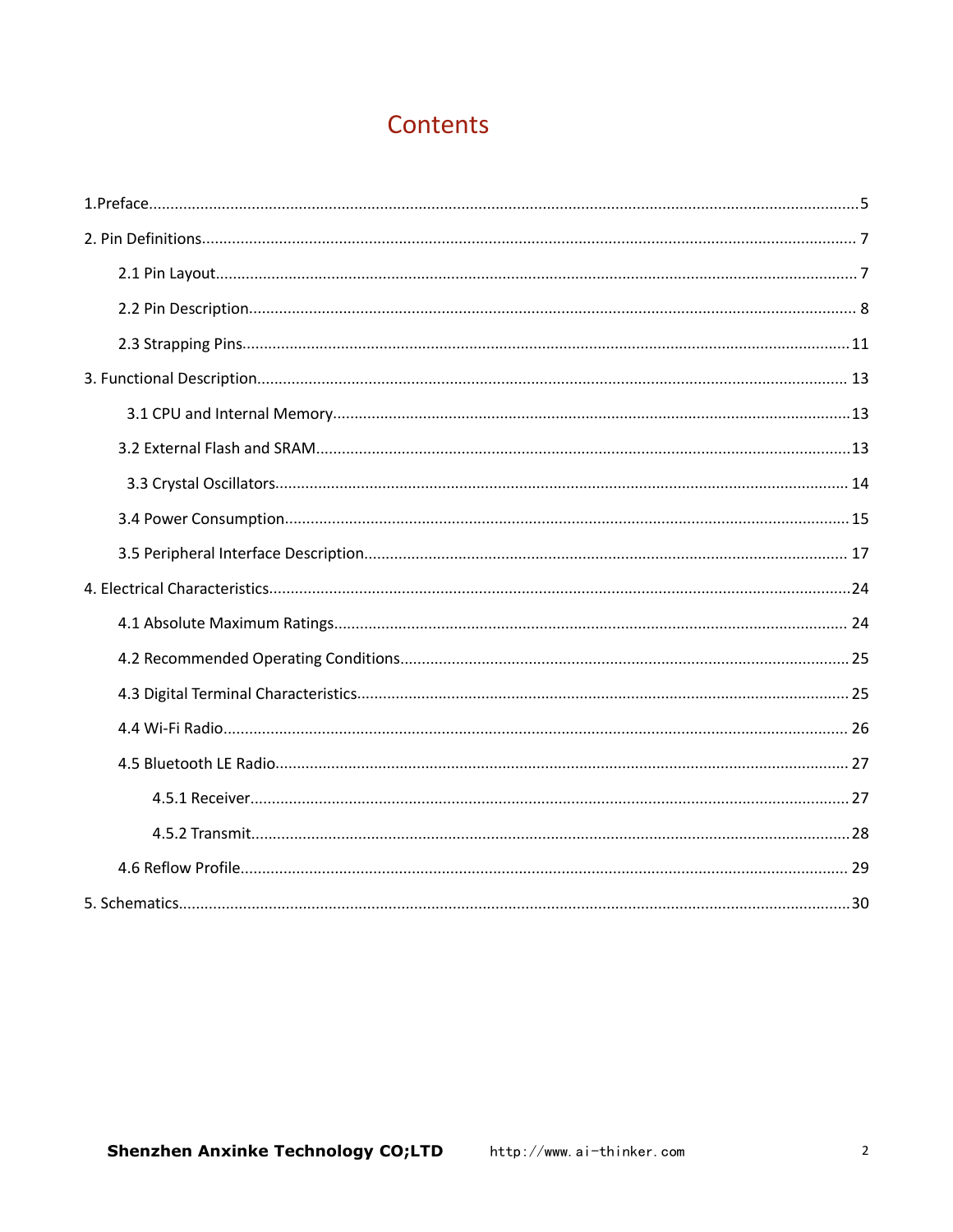# Contents

1.Preface....................................................................................................5

2. Pin Definitions.......................................................................................7

- 2.1 Pin Layout...........................................................................................7
- 2.2 Pin Description....................................................................................8
- 2.3 Strapping Pins....................................................................................11

3. Functional Description.........................................................................13

- 3.1 CPU and Internal Memory...................................................................13
- 3.2 External Flash and SRAM....................................................................13
- 3.3 Crystal Oscillators...............................................................................14
- 3.4 Power Consumption............................................................................15
- 3.5 Peripheral Interface Description..........................................................17

4. Electrical Characteristics......................................................................24

- 4.1 Absolute Maximum Ratings.................................................................24
- 4.2 Recommended Operating Conditions...................................................25
- 4.3 Digital Terminal Characteristics...........................................................25
- 4.4 Wi-Fi Radio.........................................................................................26
- 4.5 Bluetooth LE Radio..............................................................................27
  - 4.5.1 Receiver.......................................................................................27
  - 4.5.2 Transmit......................................................................................28
- 4.6 Reflow Profile......................................................................................29

5. Schematics............................................................................................30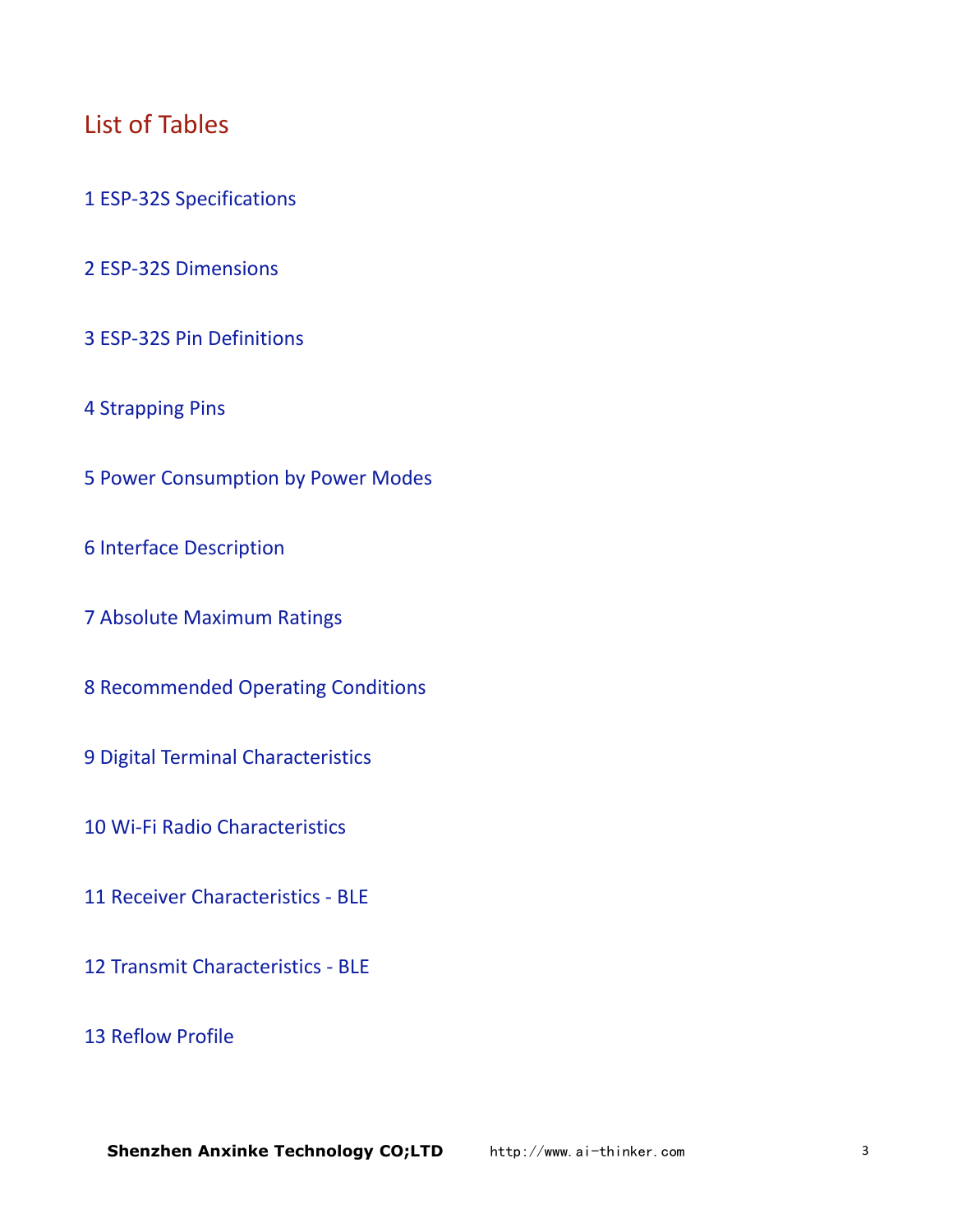## List of Tables

1 ESP-32S Specifications

2 ESP-32S Dimensions

3 ESP-32S Pin Definitions

4 Strapping Pins

5 Power Consumption by Power Modes

6 Interface Description

7 Absolute Maximum Ratings

8 Recommended Operating Conditions

9 Digital Terminal Characteristics

10 Wi-Fi Radio Characteristics

11 Receiver Characteristics - BLE

12 Transmit Characteristics - BLE

13 Reflow Profile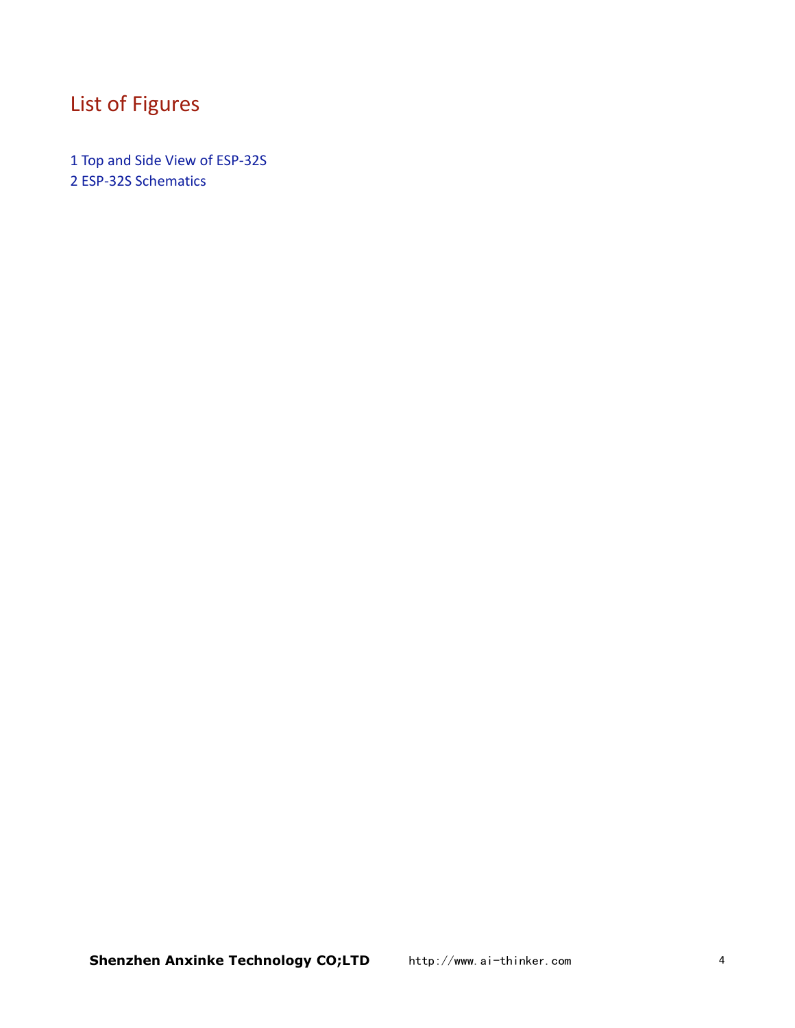# List of Figures

1 Top and Side View of ESP-32S
2 ESP-32S Schematics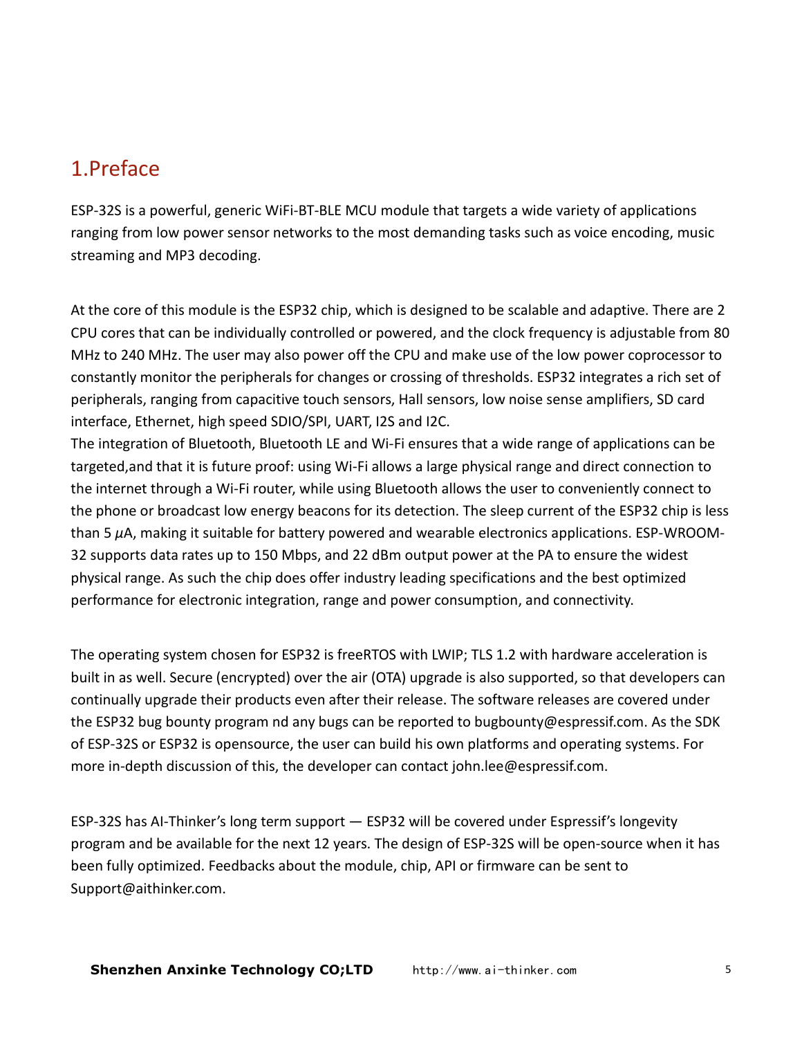# 1.Preface

ESP-32S is a powerful, generic WiFi-BT-BLE MCU module that targets a wide variety of applications ranging from low power sensor networks to the most demanding tasks such as voice encoding, music streaming and MP3 decoding.

At the core of this module is the ESP32 chip, which is designed to be scalable and adaptive. There are 2 CPU cores that can be individually controlled or powered, and the clock frequency is adjustable from 80 MHz to 240 MHz. The user may also power off the CPU and make use of the low power coprocessor to constantly monitor the peripherals for changes or crossing of thresholds. ESP32 integrates a rich set of peripherals, ranging from capacitive touch sensors, Hall sensors, low noise sense amplifiers, SD card interface, Ethernet, high speed SDIO/SPI, UART, I2S and I2C.
The integration of Bluetooth, Bluetooth LE and Wi-Fi ensures that a wide range of applications can be targeted,and that it is future proof: using Wi-Fi allows a large physical range and direct connection to the internet through a Wi-Fi router, while using Bluetooth allows the user to conveniently connect to the phone or broadcast low energy beacons for its detection. The sleep current of the ESP32 chip is less than 5 $\mu$A, making it suitable for battery powered and wearable electronics applications. ESP-WROOM-32 supports data rates up to 150 Mbps, and 22 dBm output power at the PA to ensure the widest physical range. As such the chip does offer industry leading specifications and the best optimized performance for electronic integration, range and power consumption, and connectivity.

The operating system chosen for ESP32 is freeRTOS with LWIP; TLS 1.2 with hardware acceleration is built in as well. Secure (encrypted) over the air (OTA) upgrade is also supported, so that developers can continually upgrade their products even after their release. The software releases are covered under the ESP32 bug bounty program nd any bugs can be reported to bugbounty@espressif.com. As the SDK of ESP-32S or ESP32 is opensource, the user can build his own platforms and operating systems. For more in-depth discussion of this, the developer can contact john.lee@espressif.com.

ESP-32S has AI-Thinker's long term support — ESP32 will be covered under Espressif's longevity program and be available for the next 12 years. The design of ESP-32S will be open-source when it has been fully optimized. Feedbacks about the module, chip, API or firmware can be sent to Support@aithinker.com.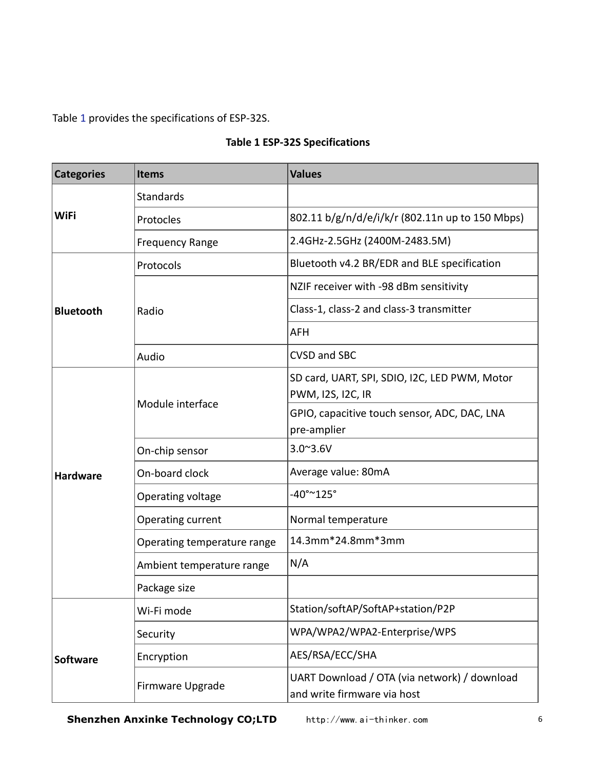Table 1 provides the specifications of ESP-32S.

**Table 1 ESP-32S Specifications**

| Categories | Items | Values |
|---|---|---|
| **WiFi** | Standards | |
| | Protocles | 802.11 b/g/n/d/e/i/k/r (802.11n up to 150 Mbps) |
| | Frequency Range | 2.4GHz-2.5GHz (2400M-2483.5M) |
| **Bluetooth** | Protocols | Bluetooth v4.2 BR/EDR and BLE specification |
| | Radio | NZIF receiver with -98 dBm sensitivity |
| | | Class-1, class-2 and class-3 transmitter |
| | | AFH |
| | Audio | CVSD and SBC |
| **Hardware** | Module interface | SD card, UART, SPI, SDIO, I2C, LED PWM, Motor PWM, I2S, I2C, IR |
| | | GPIO, capacitive touch sensor, ADC, DAC, LNA pre-amplier |
| | On-chip sensor | 3.0~3.6V |
| | On-board clock | Average value: 80mA |
| | Operating voltage | -40°~125° |
| | Operating current | Normal temperature |
| | Operating temperature range | 14.3mm*24.8mm*3mm |
| | Ambient temperature range | N/A |
| | Package size | |
| **Software** | Wi-Fi mode | Station/softAP/SoftAP+station/P2P |
| | Security | WPA/WPA2/WPA2-Enterprise/WPS |
| | Encryption | AES/RSA/ECC/SHA |
| | Firmware Upgrade | UART Download / OTA (via network) / download and write firmware via host |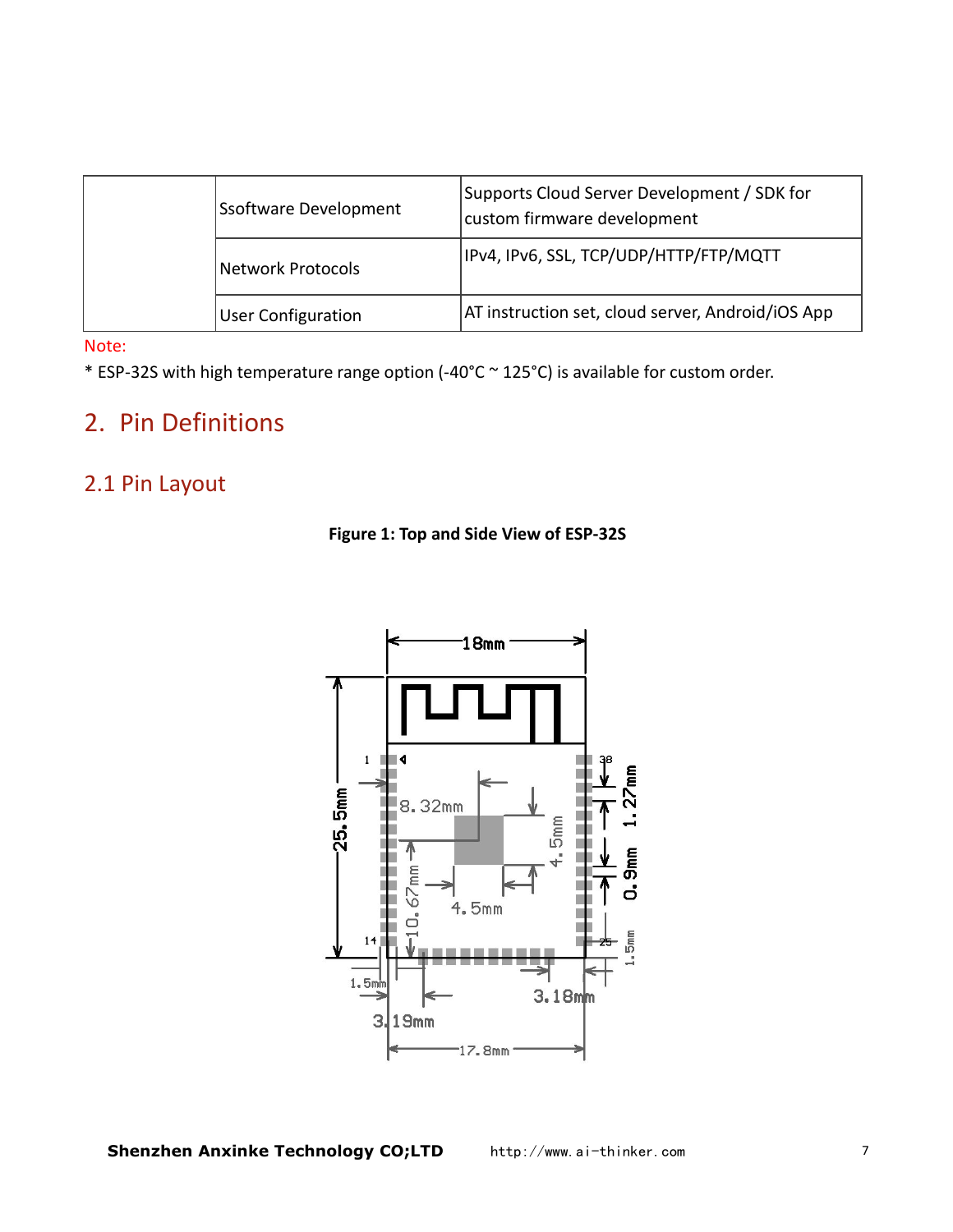|  | Ssoftware Development | Supports Cloud Server Development / SDK for custom firmware development |
|---|---|---|
|  | Network Protocols | IPv4, IPv6, SSL, TCP/UDP/HTTP/FTP/MQTT |
|  | User Configuration | AT instruction set, cloud server, Android/iOS App |

Note:

* ESP-32S with high temperature range option (-40°C ~ 125°C) is available for custom order.

## 2. Pin Definitions

### 2.1 Pin Layout

**Figure 1: Top and Side View of ESP-32S**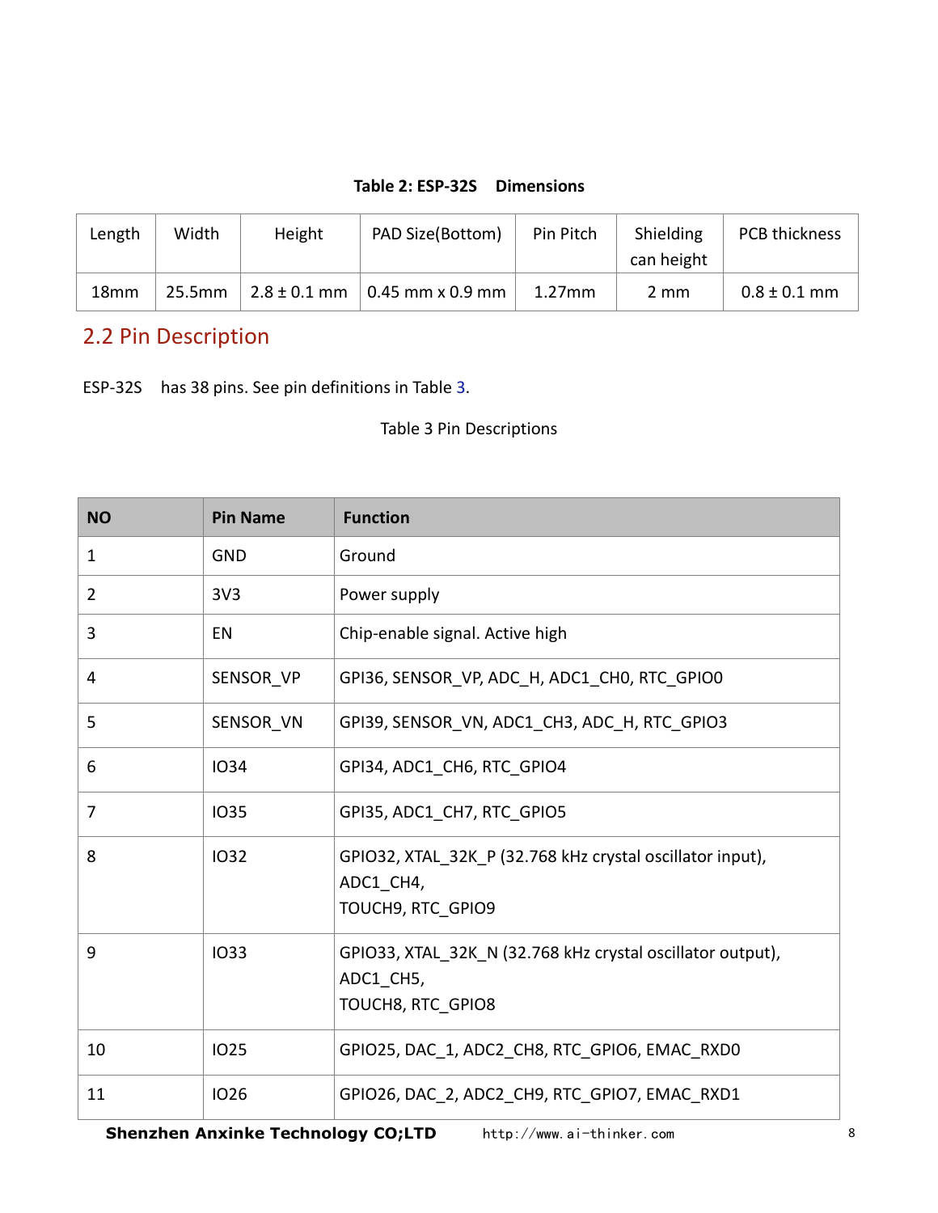Table 2: ESP-32S Dimensions

| Length | Width | Height | PAD Size(Bottom) | Pin Pitch | Shielding can height | PCB thickness |
|---|---|---|---|---|---|---|
| 18mm | 25.5mm | 2.8 ± 0.1 mm | 0.45 mm x 0.9 mm | 1.27mm | 2 mm | 0.8 ± 0.1 mm |

## 2.2 Pin Description

ESP-32S has 38 pins. See pin definitions in Table 3.

Table 3 Pin Descriptions

| NO | Pin Name | Function |
|---|---|---|
| 1 | GND | Ground |
| 2 | 3V3 | Power supply |
| 3 | EN | Chip-enable signal. Active high |
| 4 | SENSOR_VP | GPI36, SENSOR_VP, ADC_H, ADC1_CH0, RTC_GPIO0 |
| 5 | SENSOR_VN | GPI39, SENSOR_VN, ADC1_CH3, ADC_H, RTC_GPIO3 |
| 6 | IO34 | GPI34, ADC1_CH6, RTC_GPIO4 |
| 7 | IO35 | GPI35, ADC1_CH7, RTC_GPIO5 |
| 8 | IO32 | GPIO32, XTAL_32K_P (32.768 kHz crystal oscillator input), ADC1_CH4, TOUCH9, RTC_GPIO9 |
| 9 | IO33 | GPIO33, XTAL_32K_N (32.768 kHz crystal oscillator output), ADC1_CH5, TOUCH8, RTC_GPIO8 |
| 10 | IO25 | GPIO25, DAC_1, ADC2_CH8, RTC_GPIO6, EMAC_RXD0 |
| 11 | IO26 | GPIO26, DAC_2, ADC2_CH9, RTC_GPIO7, EMAC_RXD1 |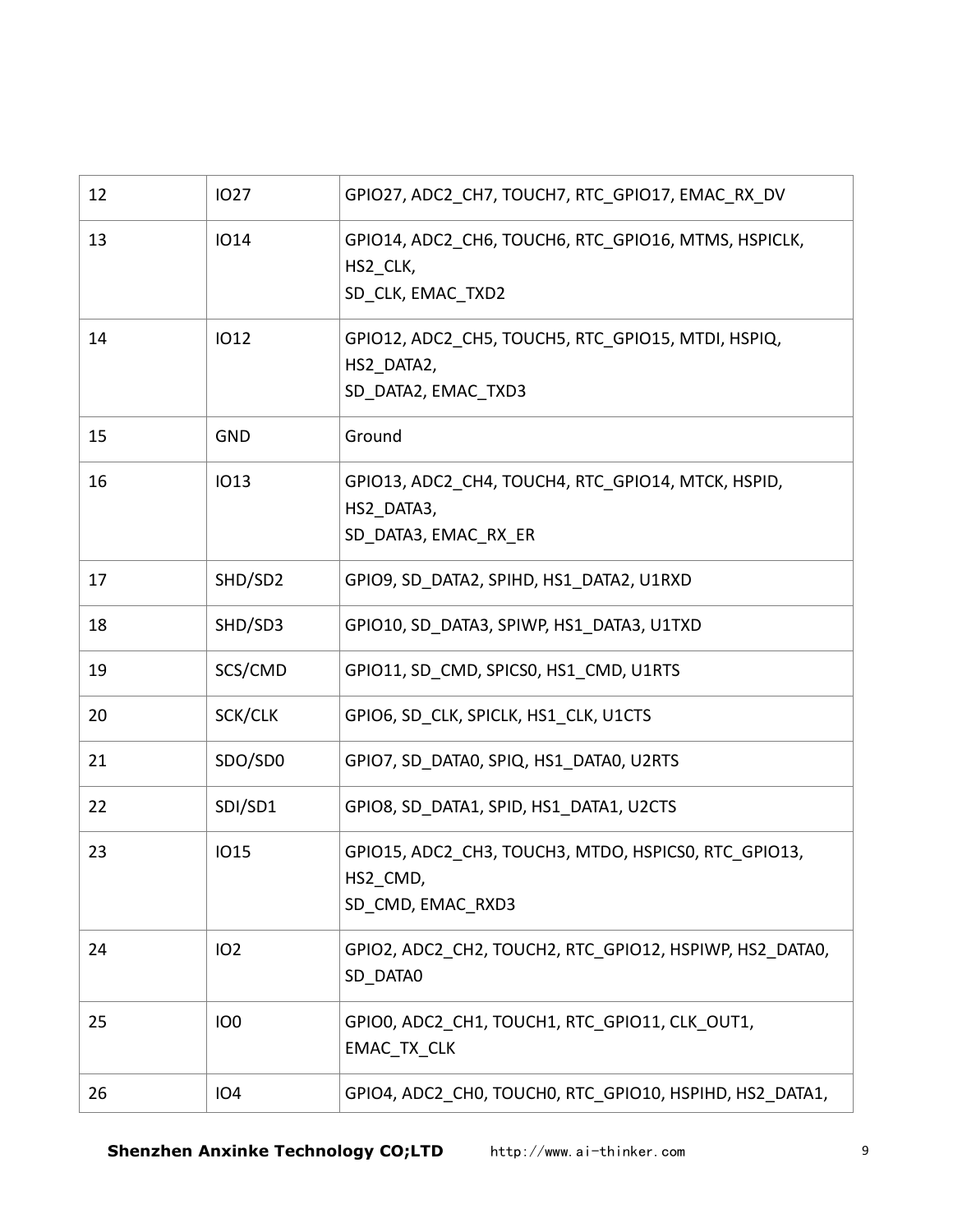| 12 | IO27 | GPIO27, ADC2_CH7, TOUCH7, RTC_GPIO17, EMAC_RX_DV |
|---|---|---|
| 13 | IO14 | GPIO14, ADC2_CH6, TOUCH6, RTC_GPIO16, MTMS, HSPICLK, HS2_CLK, SD_CLK, EMAC_TXD2 |
| 14 | IO12 | GPIO12, ADC2_CH5, TOUCH5, RTC_GPIO15, MTDI, HSPIQ, HS2_DATA2, SD_DATA2, EMAC_TXD3 |
| 15 | GND | Ground |
| 16 | IO13 | GPIO13, ADC2_CH4, TOUCH4, RTC_GPIO14, MTCK, HSPID, HS2_DATA3, SD_DATA3, EMAC_RX_ER |
| 17 | SHD/SD2 | GPIO9, SD_DATA2, SPIHD, HS1_DATA2, U1RXD |
| 18 | SHD/SD3 | GPIO10, SD_DATA3, SPIWP, HS1_DATA3, U1TXD |
| 19 | SCS/CMD | GPIO11, SD_CMD, SPICS0, HS1_CMD, U1RTS |
| 20 | SCK/CLK | GPIO6, SD_CLK, SPICLK, HS1_CLK, U1CTS |
| 21 | SDO/SD0 | GPIO7, SD_DATA0, SPIQ, HS1_DATA0, U2RTS |
| 22 | SDI/SD1 | GPIO8, SD_DATA1, SPID, HS1_DATA1, U2CTS |
| 23 | IO15 | GPIO15, ADC2_CH3, TOUCH3, MTDO, HSPICS0, RTC_GPIO13, HS2_CMD, SD_CMD, EMAC_RXD3 |
| 24 | IO2 | GPIO2, ADC2_CH2, TOUCH2, RTC_GPIO12, HSPIWP, HS2_DATA0, SD_DATA0 |
| 25 | IO0 | GPIO0, ADC2_CH1, TOUCH1, RTC_GPIO11, CLK_OUT1, EMAC_TX_CLK |
| 26 | IO4 | GPIO4, ADC2_CH0, TOUCH0, RTC_GPIO10, HSPIHD, HS2_DATA1, |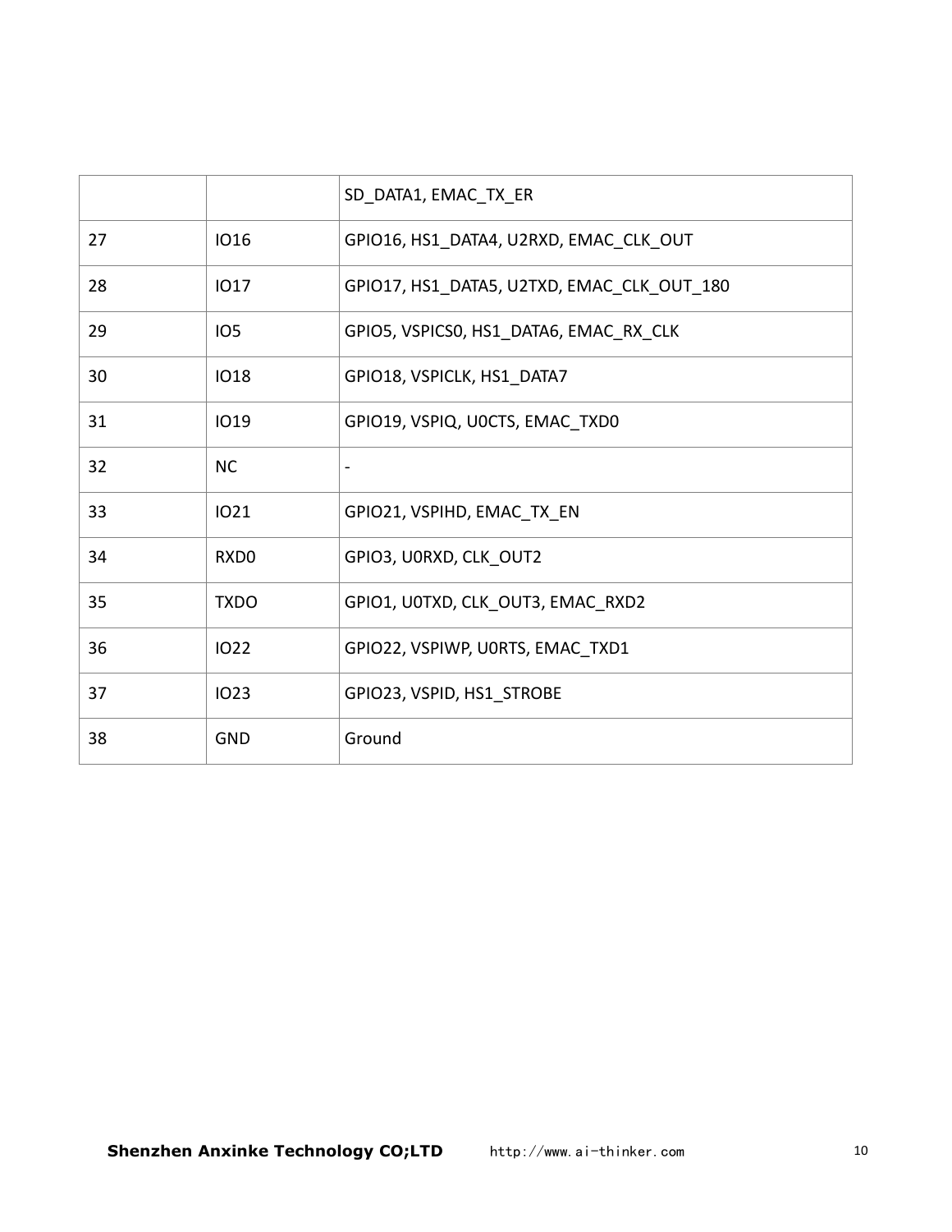| | | |
|---|---|---|
| | | SD_DATA1, EMAC_TX_ER |
| 27 | IO16 | GPIO16, HS1_DATA4, U2RXD, EMAC_CLK_OUT |
| 28 | IO17 | GPIO17, HS1_DATA5, U2TXD, EMAC_CLK_OUT_180 |
| 29 | IO5 | GPIO5, VSPICS0, HS1_DATA6, EMAC_RX_CLK |
| 30 | IO18 | GPIO18, VSPICLK, HS1_DATA7 |
| 31 | IO19 | GPIO19, VSPIQ, U0CTS, EMAC_TXD0 |
| 32 | NC | - |
| 33 | IO21 | GPIO21, VSPIHD, EMAC_TX_EN |
| 34 | RXD0 | GPIO3, U0RXD, CLK_OUT2 |
| 35 | TXDO | GPIO1, U0TXD, CLK_OUT3, EMAC_RXD2 |
| 36 | IO22 | GPIO22, VSPIWP, U0RTS, EMAC_TXD1 |
| 37 | IO23 | GPIO23, VSPID, HS1_STROBE |
| 38 | GND | Ground |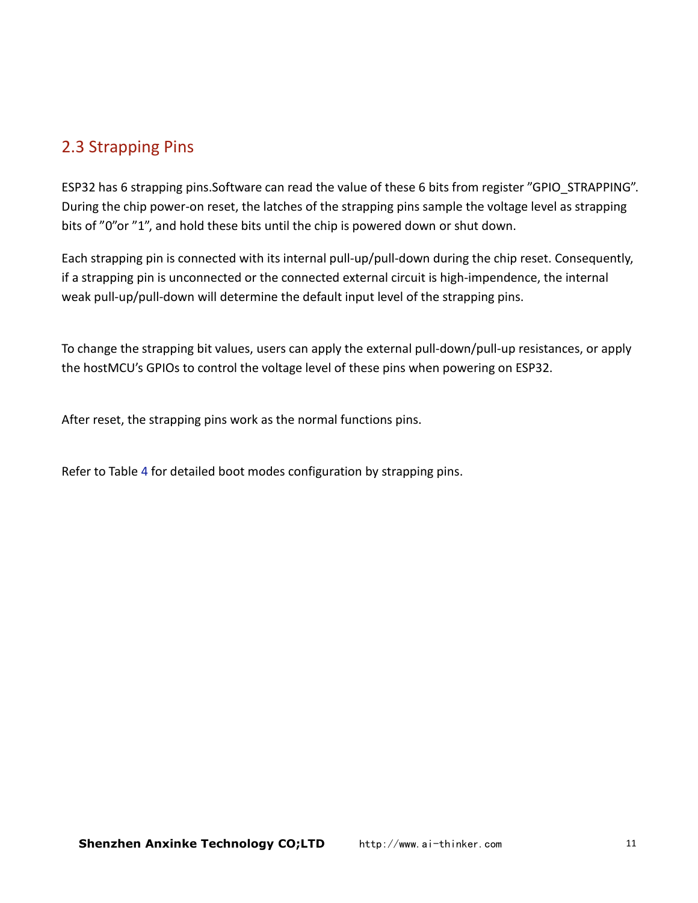## 2.3 Strapping Pins

ESP32 has 6 strapping pins.Software can read the value of these 6 bits from register ”GPIO_STRAPPING”. During the chip power-on reset, the latches of the strapping pins sample the voltage level as strapping bits of ”0”or ”1”, and hold these bits until the chip is powered down or shut down.

Each strapping pin is connected with its internal pull-up/pull-down during the chip reset. Consequently, if a strapping pin is unconnected or the connected external circuit is high-impendence, the internal weak pull-up/pull-down will determine the default input level of the strapping pins.

To change the strapping bit values, users can apply the external pull-down/pull-up resistances, or apply the hostMCU's GPIOs to control the voltage level of these pins when powering on ESP32.

After reset, the strapping pins work as the normal functions pins.

Refer to Table 4 for detailed boot modes configuration by strapping pins.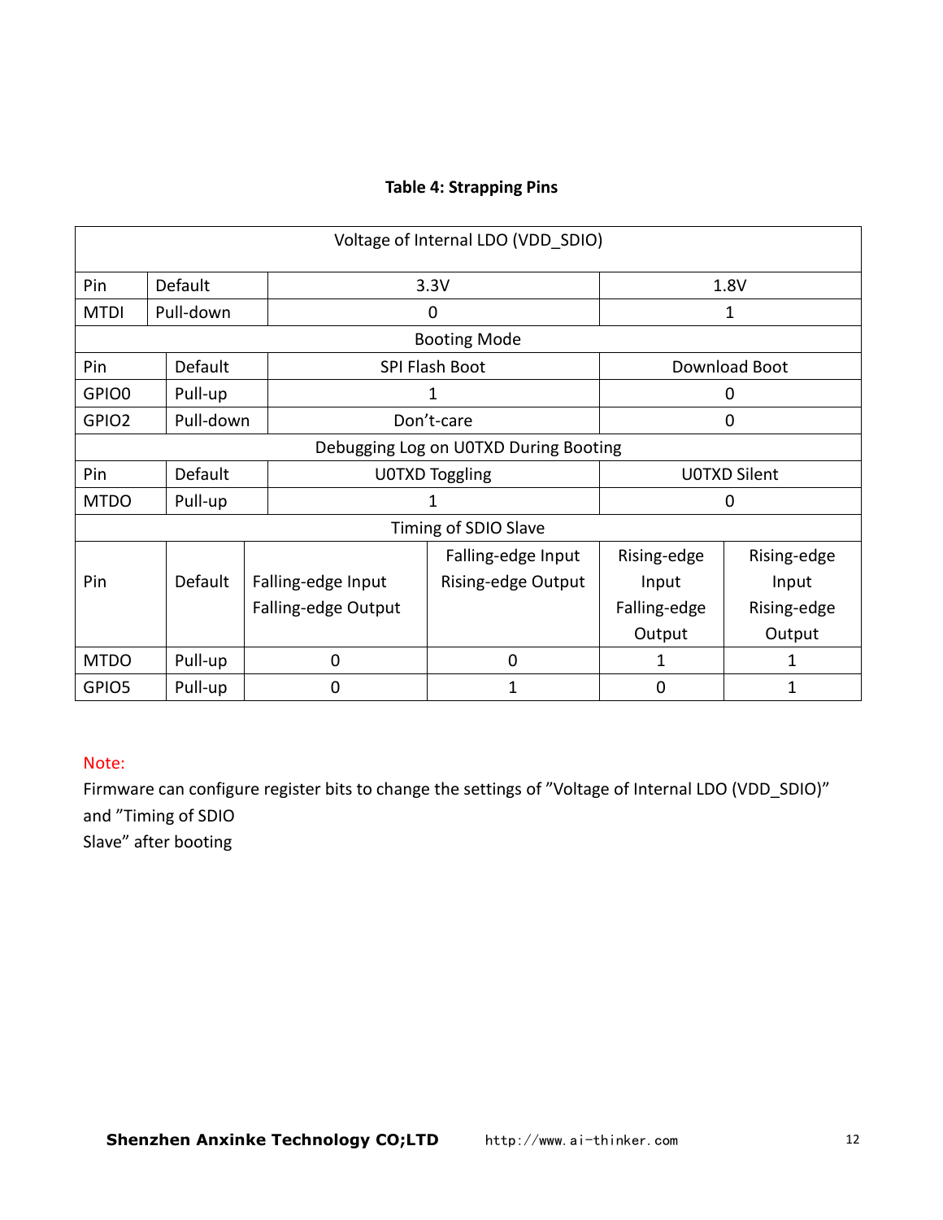**Table 4: Strapping Pins**

| Voltage of Internal LDO (VDD_SDIO) | | | | | |
|---|---|---|---|---|---|
| Pin | Default | 3.3V | | 1.8V | |
| MTDI | Pull-down | 0 | | 1 | |
| **Booting Mode** | | | | | |
| Pin | Default | SPI Flash Boot | | Download Boot | |
| GPIO0 | Pull-up | 1 | | 0 | |
| GPIO2 | Pull-down | Don't-care | | 0 | |
| **Debugging Log on U0TXD During Booting** | | | | | |
| Pin | Default | U0TXD Toggling | | U0TXD Silent | |
| MTDO | Pull-up | 1 | | 0 | |
| **Timing of SDIO Slave** | | | | | |
| Pin | Default | Falling-edge Input Falling-edge Output | Falling-edge Input Rising-edge Output | Rising-edge Input Falling-edge Output | Rising-edge Input Rising-edge Output |
| MTDO | Pull-up | 0 | 0 | 1 | 1 |
| GPIO5 | Pull-up | 0 | 1 | 0 | 1 |

Note:

Firmware can configure register bits to change the settings of "Voltage of Internal LDO (VDD_SDIO)" and "Timing of SDIO Slave" after booting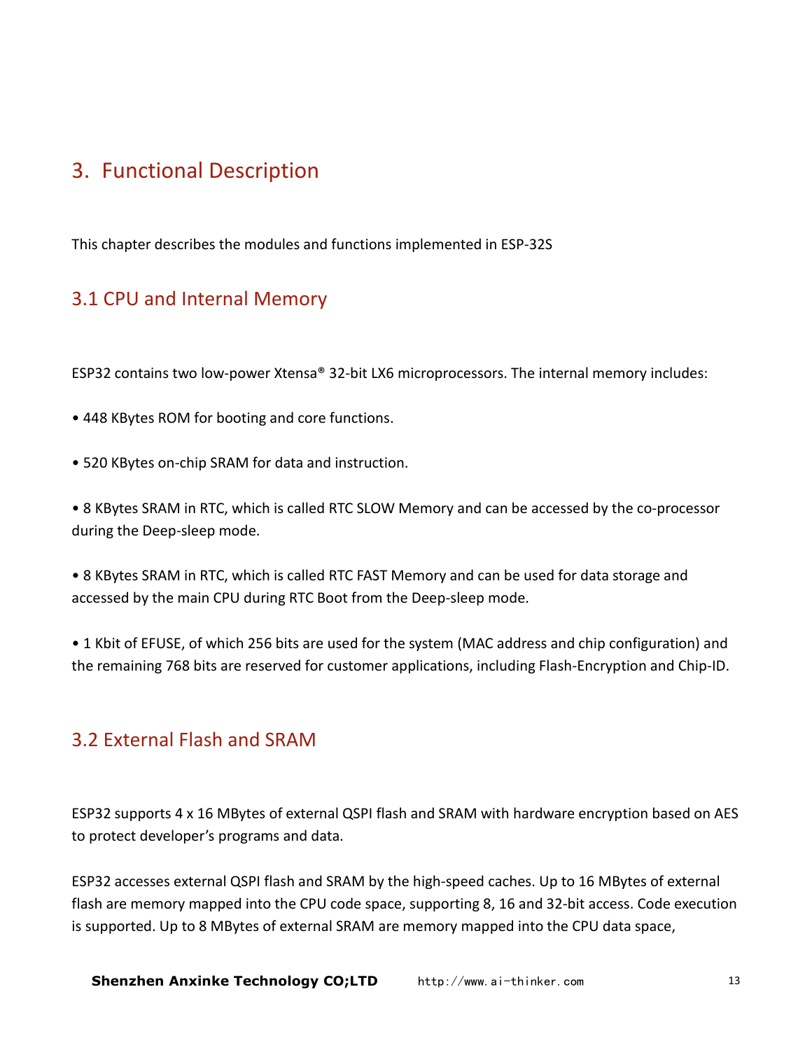# 3. Functional Description

This chapter describes the modules and functions implemented in ESP-32S

## 3.1 CPU and Internal Memory

ESP32 contains two low-power Xtensa® 32-bit LX6 microprocessors. The internal memory includes:

• 448 KBytes ROM for booting and core functions.

• 520 KBytes on-chip SRAM for data and instruction.

• 8 KBytes SRAM in RTC, which is called RTC SLOW Memory and can be accessed by the co-processor during the Deep-sleep mode.

• 8 KBytes SRAM in RTC, which is called RTC FAST Memory and can be used for data storage and accessed by the main CPU during RTC Boot from the Deep-sleep mode.

• 1 Kbit of EFUSE, of which 256 bits are used for the system (MAC address and chip configuration) and the remaining 768 bits are reserved for customer applications, including Flash-Encryption and Chip-ID.

## 3.2 External Flash and SRAM

ESP32 supports 4 x 16 MBytes of external QSPI flash and SRAM with hardware encryption based on AES to protect developer's programs and data.

ESP32 accesses external QSPI flash and SRAM by the high-speed caches. Up to 16 MBytes of external flash are memory mapped into the CPU code space, supporting 8, 16 and 32-bit access. Code execution is supported. Up to 8 MBytes of external SRAM are memory mapped into the CPU data space,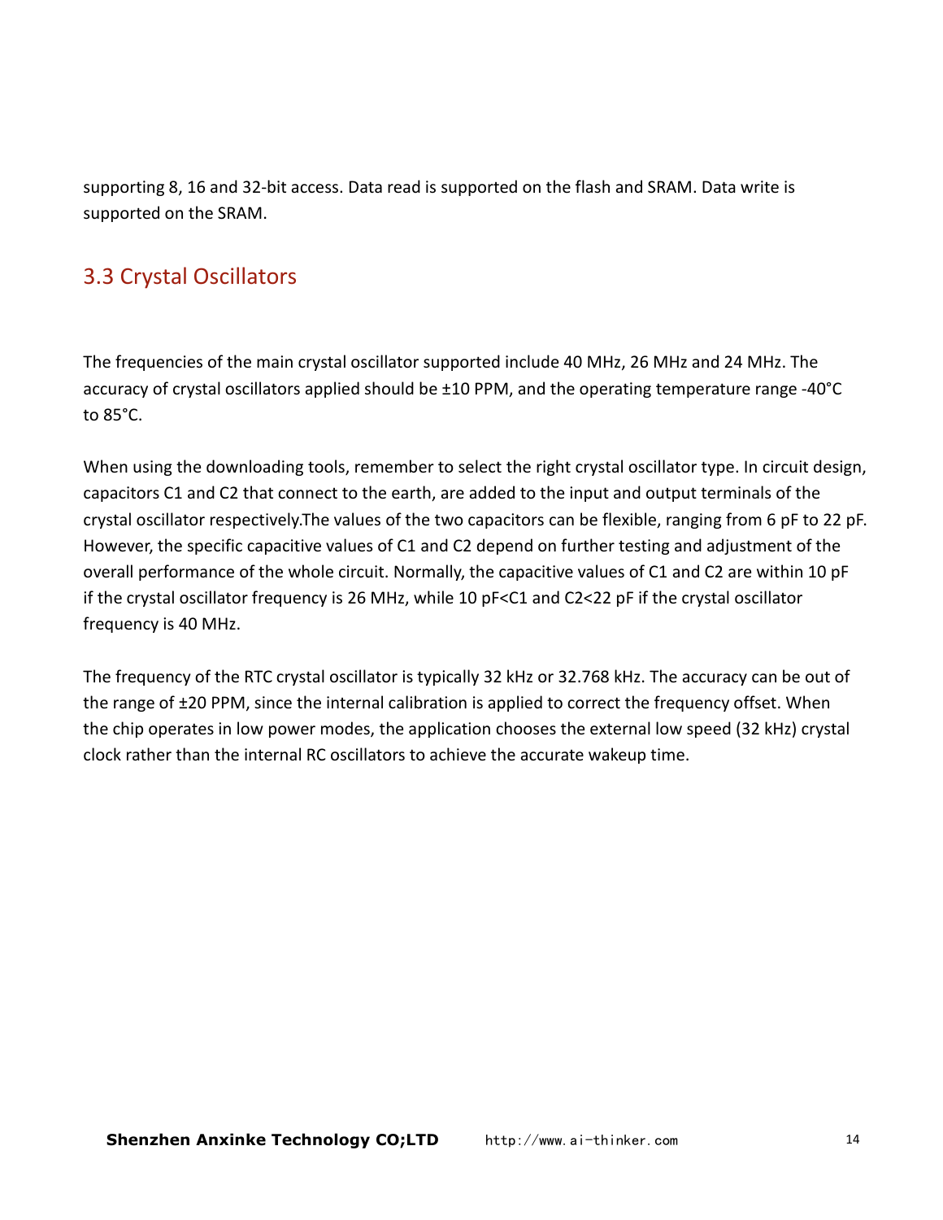supporting 8, 16 and 32-bit access. Data read is supported on the flash and SRAM. Data write is supported on the SRAM.

## 3.3 Crystal Oscillators

The frequencies of the main crystal oscillator supported include 40 MHz, 26 MHz and 24 MHz. The accuracy of crystal oscillators applied should be ±10 PPM, and the operating temperature range -40°C to 85°C.

When using the downloading tools, remember to select the right crystal oscillator type. In circuit design, capacitors C1 and C2 that connect to the earth, are added to the input and output terminals of the crystal oscillator respectively.The values of the two capacitors can be flexible, ranging from 6 pF to 22 pF. However, the specific capacitive values of C1 and C2 depend on further testing and adjustment of the overall performance of the whole circuit. Normally, the capacitive values of C1 and C2 are within 10 pF if the crystal oscillator frequency is 26 MHz, while 10 pF<C1 and C2<22 pF if the crystal oscillator frequency is 40 MHz.

The frequency of the RTC crystal oscillator is typically 32 kHz or 32.768 kHz. The accuracy can be out of the range of ±20 PPM, since the internal calibration is applied to correct the frequency offset. When the chip operates in low power modes, the application chooses the external low speed (32 kHz) crystal clock rather than the internal RC oscillators to achieve the accurate wakeup time.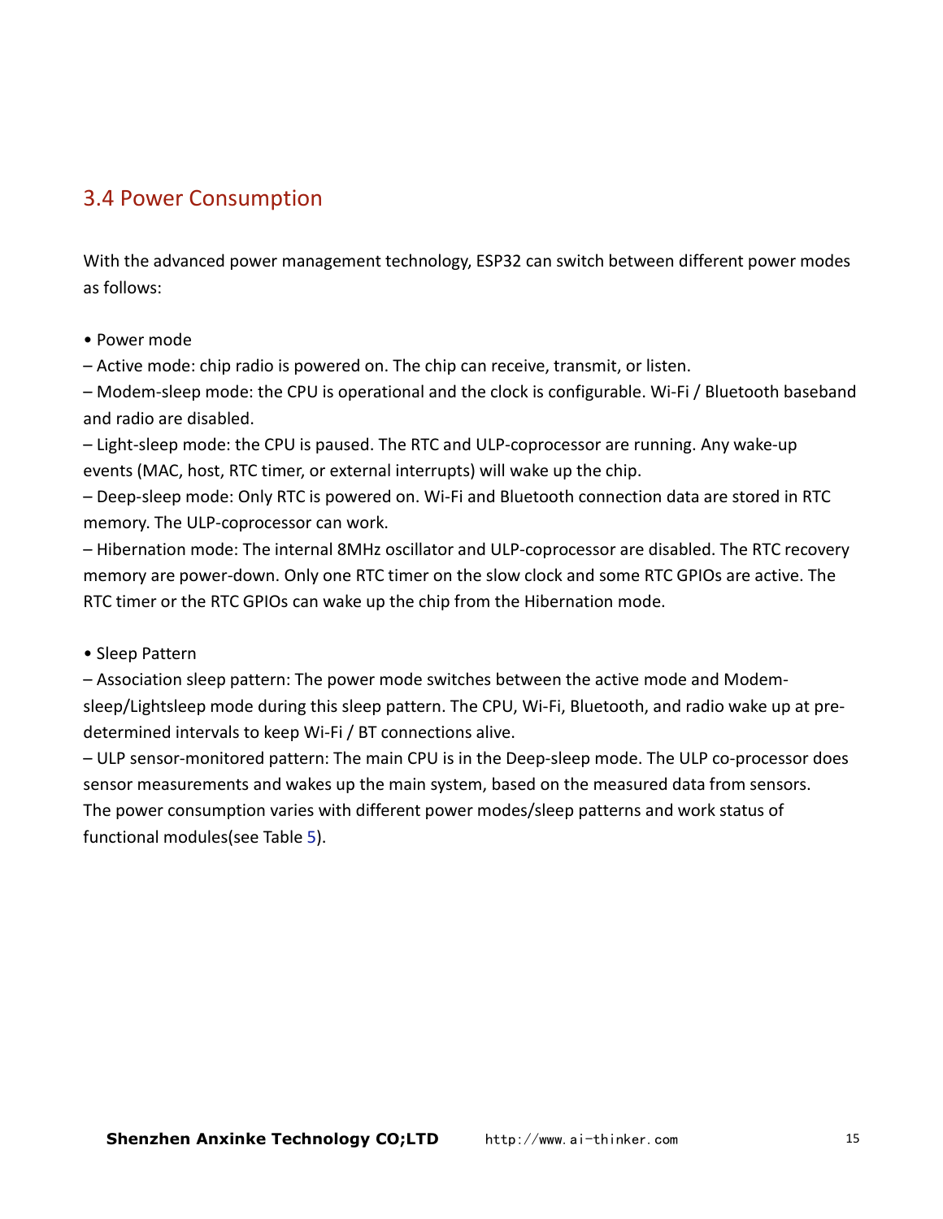## 3.4 Power Consumption

With the advanced power management technology, ESP32 can switch between different power modes as follows:

• Power mode

– Active mode: chip radio is powered on. The chip can receive, transmit, or listen.

– Modem-sleep mode: the CPU is operational and the clock is configurable. Wi-Fi / Bluetooth baseband and radio are disabled.

– Light-sleep mode: the CPU is paused. The RTC and ULP-coprocessor are running. Any wake-up events (MAC, host, RTC timer, or external interrupts) will wake up the chip.

– Deep-sleep mode: Only RTC is powered on. Wi-Fi and Bluetooth connection data are stored in RTC memory. The ULP-coprocessor can work.

– Hibernation mode: The internal 8MHz oscillator and ULP-coprocessor are disabled. The RTC recovery memory are power-down. Only one RTC timer on the slow clock and some RTC GPIOs are active. The RTC timer or the RTC GPIOs can wake up the chip from the Hibernation mode.

• Sleep Pattern

– Association sleep pattern: The power mode switches between the active mode and Modem-sleep/Lightsleep mode during this sleep pattern. The CPU, Wi-Fi, Bluetooth, and radio wake up at pre-determined intervals to keep Wi-Fi / BT connections alive.

– ULP sensor-monitored pattern: The main CPU is in the Deep-sleep mode. The ULP co-processor does sensor measurements and wakes up the main system, based on the measured data from sensors.

The power consumption varies with different power modes/sleep patterns and work status of functional modules(see Table 5).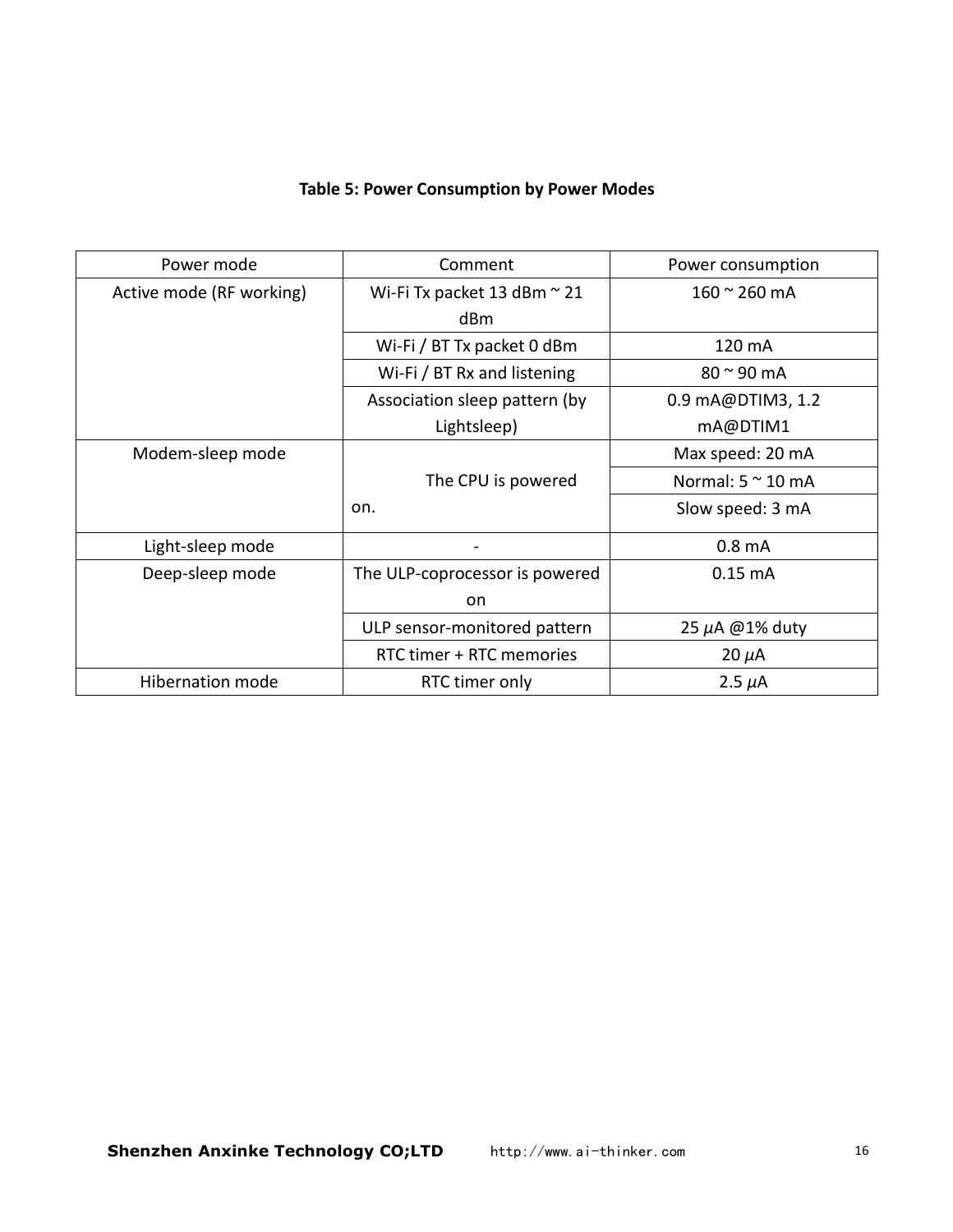**Table 5: Power Consumption by Power Modes**

| Power mode | Comment | Power consumption |
|---|---|---|
| Active mode (RF working) | Wi-Fi Tx packet 13 dBm ~ 21 dBm | 160 ~ 260 mA |
| | Wi-Fi / BT Tx packet 0 dBm | 120 mA |
| | Wi-Fi / BT Rx and listening | 80 ~ 90 mA |
| | Association sleep pattern (by Lightsleep) | 0.9 mA@DTIM3, 1.2 mA@DTIM1 |
| Modem-sleep mode | The CPU is powered on. | Max speed: 20 mA |
| | | Normal: 5 ~ 10 mA |
| | | Slow speed: 3 mA |
| Light-sleep mode | - | 0.8 mA |
| Deep-sleep mode | The ULP-coprocessor is powered on | 0.15 mA |
| | ULP sensor-monitored pattern | 25 μA @1% duty |
| | RTC timer + RTC memories | 20 μA |
| Hibernation mode | RTC timer only | 2.5 μA |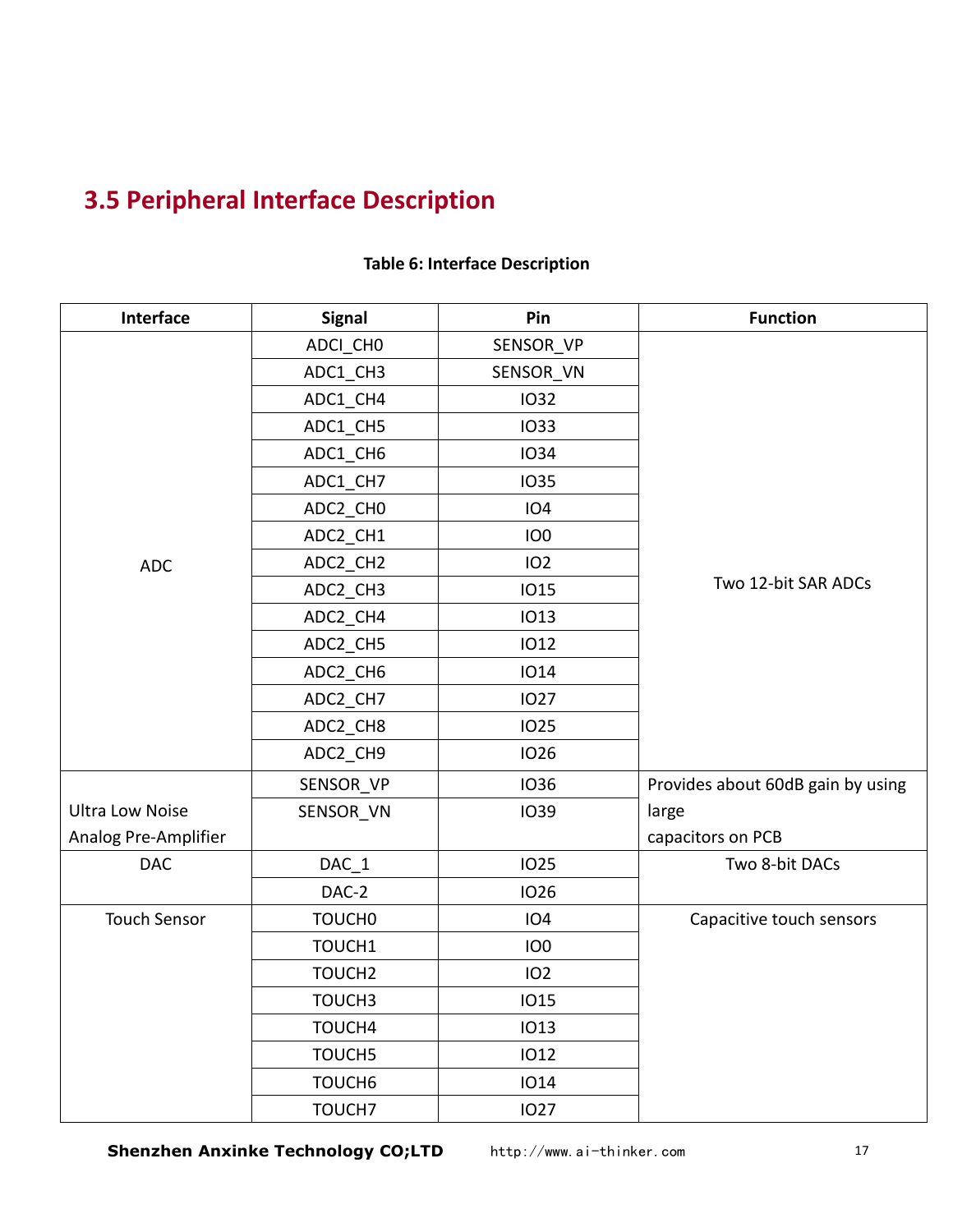## 3.5 Peripheral Interface Description

**Table 6: Interface Description**

| Interface | Signal | Pin | Function |
|---|---|---|---|
| ADC | ADCI_CH0 | SENSOR_VP | Two 12-bit SAR ADCs |
| | ADC1_CH3 | SENSOR_VN | |
| | ADC1_CH4 | IO32 | |
| | ADC1_CH5 | IO33 | |
| | ADC1_CH6 | IO34 | |
| | ADC1_CH7 | IO35 | |
| | ADC2_CH0 | IO4 | |
| | ADC2_CH1 | IO0 | |
| | ADC2_CH2 | IO2 | |
| | ADC2_CH3 | IO15 | |
| | ADC2_CH4 | IO13 | |
| | ADC2_CH5 | IO12 | |
| | ADC2_CH6 | IO14 | |
| | ADC2_CH7 | IO27 | |
| | ADC2_CH8 | IO25 | |
| | ADC2_CH9 | IO26 | |
| Ultra Low Noise Analog Pre-Amplifier | SENSOR_VP | IO36 | Provides about 60dB gain by using large capacitors on PCB |
| | SENSOR_VN | IO39 | |
| DAC | DAC_1 | IO25 | Two 8-bit DACs |
| | DAC-2 | IO26 | |
| Touch Sensor | TOUCH0 | IO4 | Capacitive touch sensors |
| | TOUCH1 | IO0 | |
| | TOUCH2 | IO2 | |
| | TOUCH3 | IO15 | |
| | TOUCH4 | IO13 | |
| | TOUCH5 | IO12 | |
| | TOUCH6 | IO14 | |
| | TOUCH7 | IO27 | |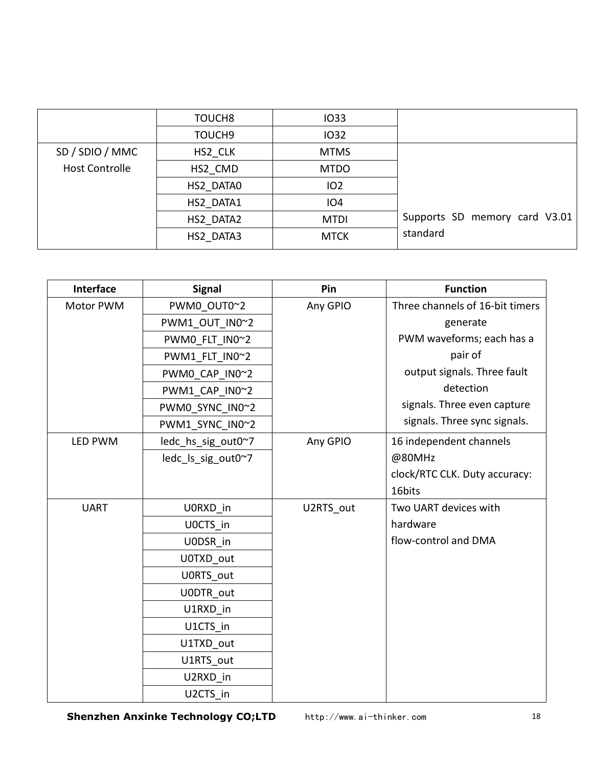| | | | |
|---|---|---|---|
| | TOUCH8 | IO33 | |
| | TOUCH9 | IO32 | |
| SD / SDIO / MMC Host Controlle | HS2_CLK | MTMS | Supports SD memory card V3.01 standard |
| | HS2_CMD | MTDO | |
| | HS2_DATA0 | IO2 | |
| | HS2_DATA1 | IO4 | |
| | HS2_DATA2 | MTDI | |
| | HS2_DATA3 | MTCK | |

| Interface | Signal | Pin | Function |
|---|---|---|---|
| Motor PWM | PWM0_OUT0~2 | Any GPIO | Three channels of 16-bit timers generate PWM waveforms; each has a pair of output signals. Three fault detection signals. Three even capture signals. Three sync signals. |
| | PWM1_OUT_IN0~2 | | |
| | PWM0_FLT_IN0~2 | | |
| | PWM1_FLT_IN0~2 | | |
| | PWM0_CAP_IN0~2 | | |
| | PWM1_CAP_IN0~2 | | |
| | PWM0_SYNC_IN0~2 | | |
| | PWM1_SYNC_IN0~2 | | |
| LED PWM | ledc_hs_sig_out0~7 | Any GPIO | 16 independent channels @80MHz clock/RTC CLK. Duty accuracy: 16bits |
| | ledc_ls_sig_out0~7 | | |
| UART | U0RXD_in | U2RTS_out | Two UART devices with hardware flow-control and DMA |
| | U0CTS_in | | |
| | U0DSR_in | | |
| | U0TXD_out | | |
| | U0RTS_out | | |
| | U0DTR_out | | |
| | U1RXD_in | | |
| | U1CTS_in | | |
| | U1TXD_out | | |
| | U1RTS_out | | |
| | U2RXD_in | | |
| | U2CTS_in | | |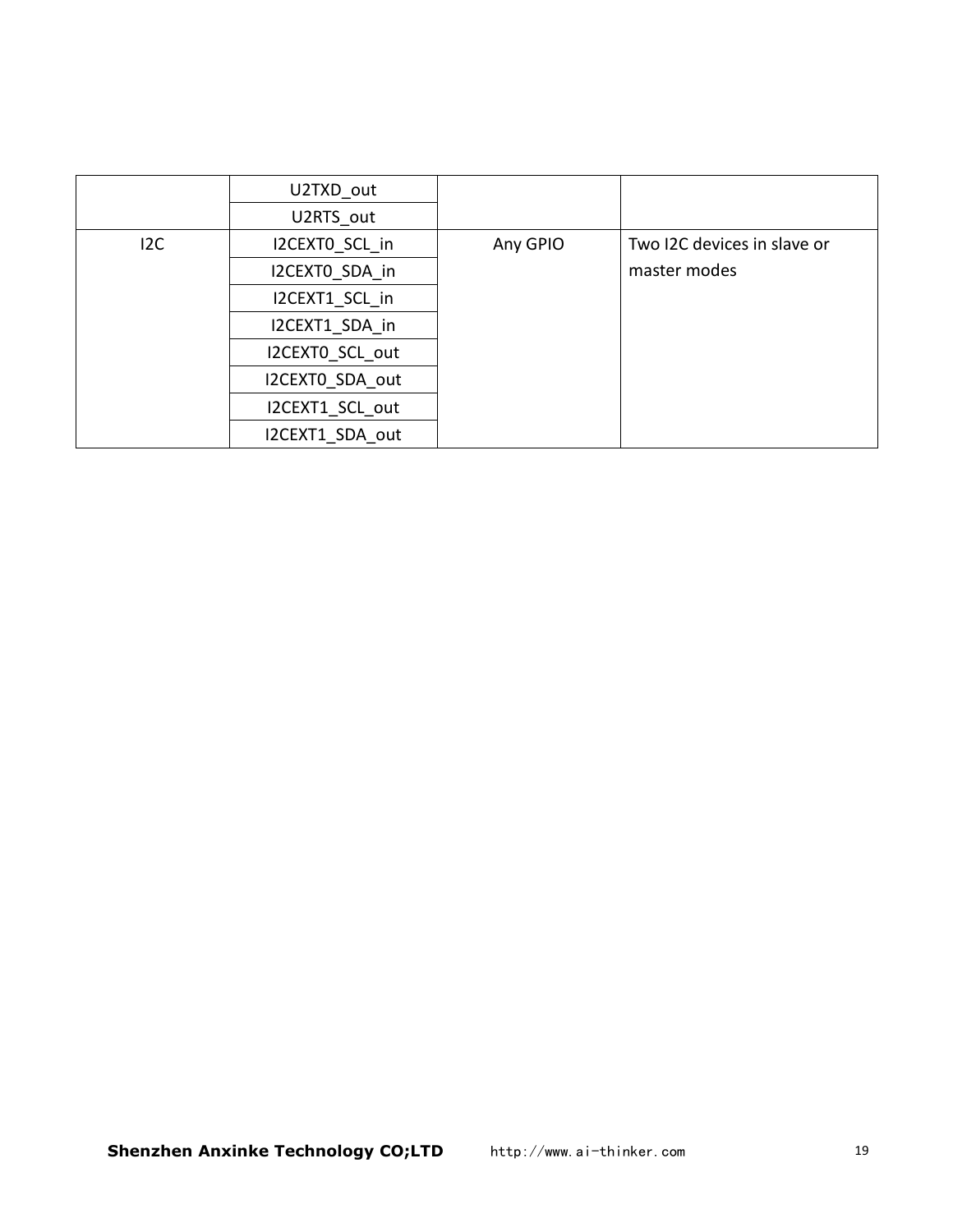| | | | |
|---|---|---|---|
| | U2TXD_out | | |
| | U2RTS_out | | |
| I2C | I2CEXT0_SCL_in | Any GPIO | Two I2C devices in slave or master modes |
| | I2CEXT0_SDA_in | | |
| | I2CEXT1_SCL_in | | |
| | I2CEXT1_SDA_in | | |
| | I2CEXT0_SCL_out | | |
| | I2CEXT0_SDA_out | | |
| | I2CEXT1_SCL_out | | |
| | I2CEXT1_SDA_out | | |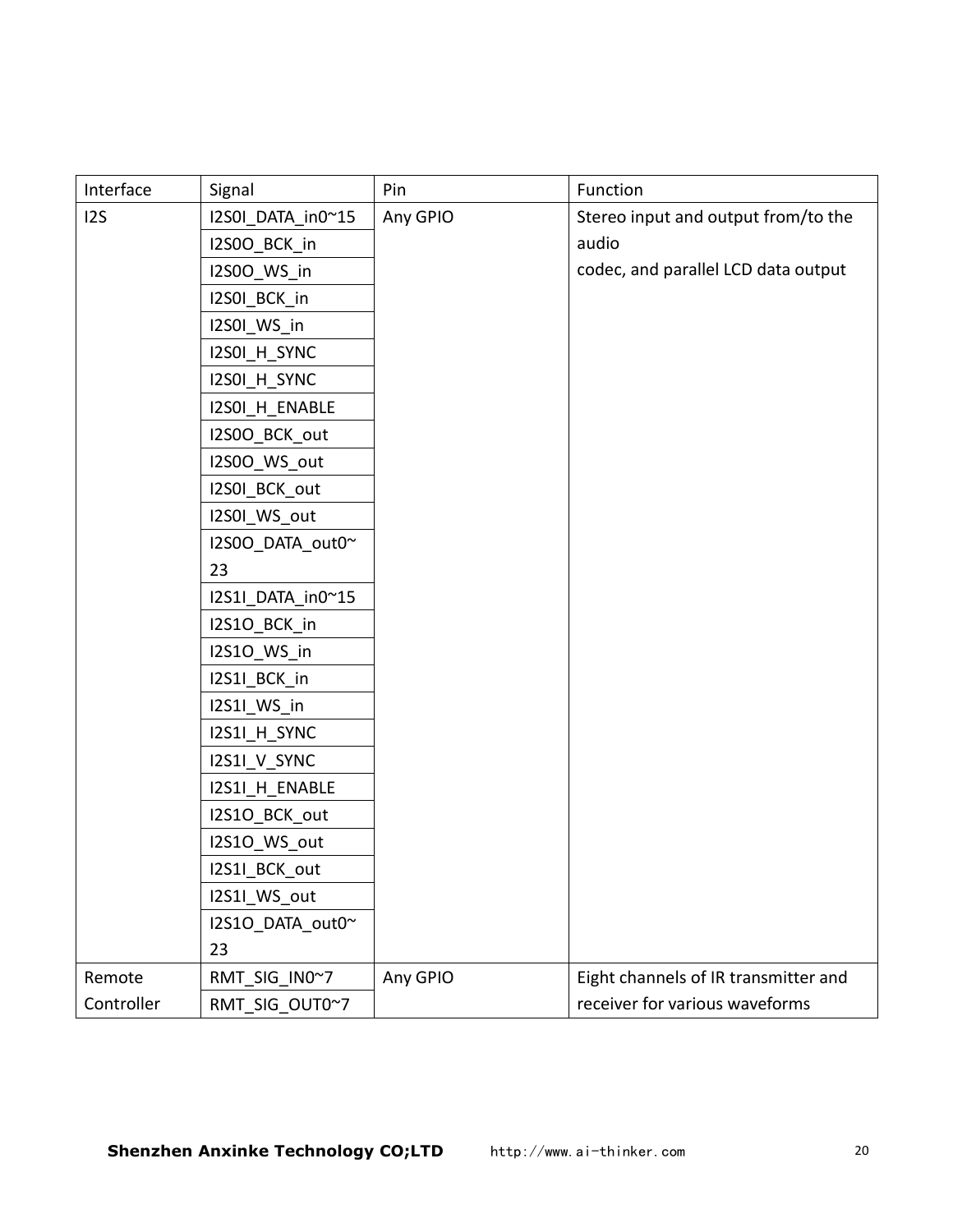| Interface | Signal | Pin | Function |
|---|---|---|---|
| I2S | I2S0I_DATA_in0~15 | Any GPIO | Stereo input and output from/to the audio<br>codec, and parallel LCD data output |
| | I2S0O_BCK_in | | |
| | I2S0O_WS_in | | |
| | I2S0I_BCK_in | | |
| | I2S0I_WS_in | | |
| | I2S0I_H_SYNC | | |
| | I2S0I_H_SYNC | | |
| | I2S0I_H_ENABLE | | |
| | I2S0O_BCK_out | | |
| | I2S0O_WS_out | | |
| | I2S0I_BCK_out | | |
| | I2S0I_WS_out | | |
| | I2S0O_DATA_out0~23 | | |
| | I2S1I_DATA_in0~15 | | |
| | I2S1O_BCK_in | | |
| | I2S1O_WS_in | | |
| | I2S1I_BCK_in | | |
| | I2S1I_WS_in | | |
| | I2S1I_H_SYNC | | |
| | I2S1I_V_SYNC | | |
| | I2S1I_H_ENABLE | | |
| | I2S1O_BCK_out | | |
| | I2S1O_WS_out | | |
| | I2S1I_BCK_out | | |
| | I2S1I_WS_out | | |
| | I2S1O_DATA_out0~23 | | |
| Remote Controller | RMT_SIG_IN0~7 | Any GPIO | Eight channels of IR transmitter and receiver for various waveforms |
| | RMT_SIG_OUT0~7 | | |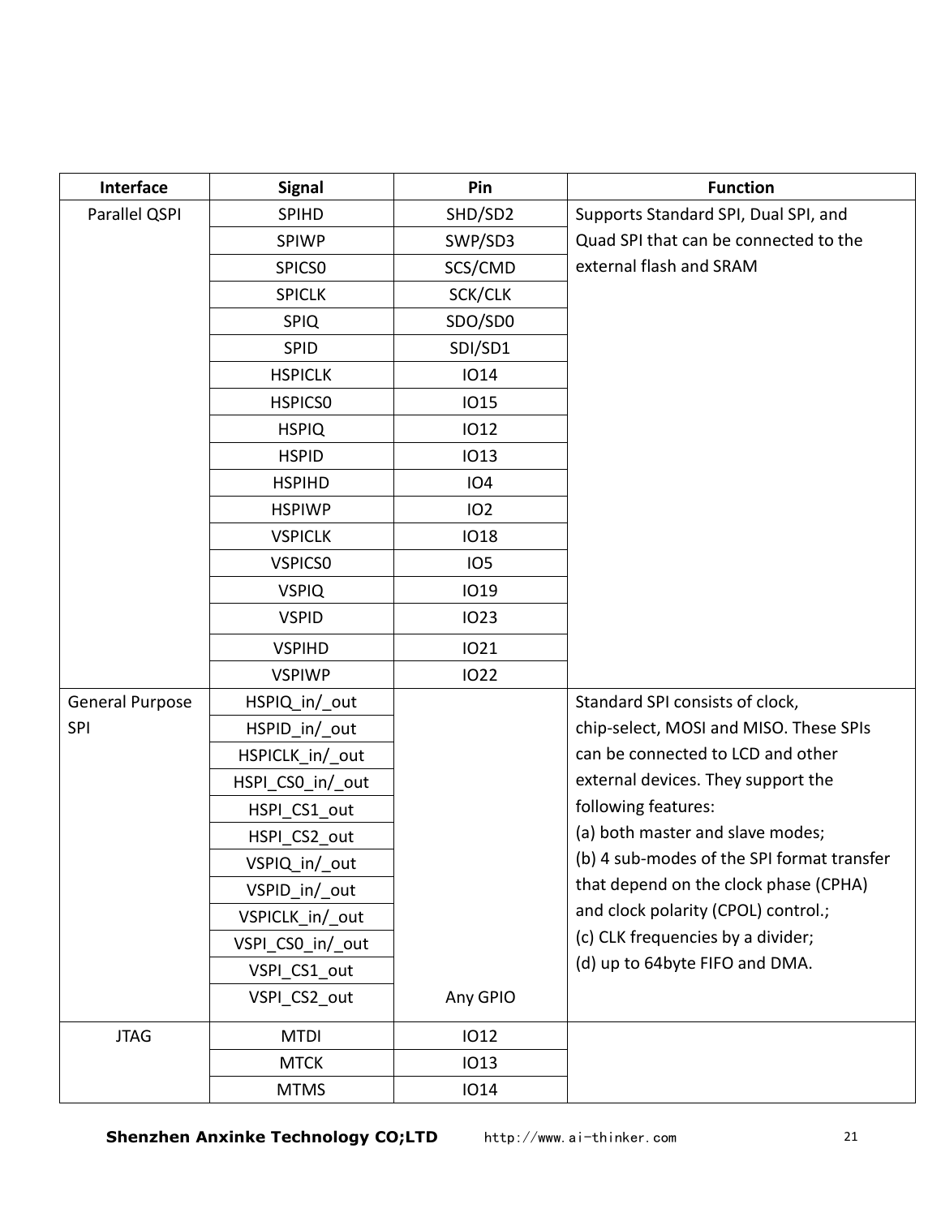| Interface | Signal | Pin | Function |
| --- | --- | --- | --- |
| Parallel QSPI | SPIHD | SHD/SD2 | Supports Standard SPI, Dual SPI, and Quad SPI that can be connected to the external flash and SRAM |
| | SPIWP | SWP/SD3 | |
| | SPICS0 | SCS/CMD | |
| | SPICLK | SCK/CLK | |
| | SPIQ | SDO/SD0 | |
| | SPID | SDI/SD1 | |
| | HSPICLK | IO14 | |
| | HSPICS0 | IO15 | |
| | HSPIQ | IO12 | |
| | HSPID | IO13 | |
| | HSPIHD | IO4 | |
| | HSPIWP | IO2 | |
| | VSPICLK | IO18 | |
| | VSPICS0 | IO5 | |
| | VSPIQ | IO19 | |
| | VSPID | IO23 | |
| | VSPIHD | IO21 | |
| | VSPIWP | IO22 | |
| General Purpose SPI | HSPIQ_in/_out | Any GPIO | Standard SPI consists of clock, chip-select, MOSI and MISO. These SPIs can be connected to LCD and other external devices. They support the following features:<br>(a) both master and slave modes;<br>(b) 4 sub-modes of the SPI format transfer that depend on the clock phase (CPHA) and clock polarity (CPOL) control.;<br>(c) CLK frequencies by a divider;<br>(d) up to 64byte FIFO and DMA. |
| | HSPID_in/_out | | |
| | HSPICLK_in/_out | | |
| | HSPI_CS0_in/_out | | |
| | HSPI_CS1_out | | |
| | HSPI_CS2_out | | |
| | VSPIQ_in/_out | | |
| | VSPID_in/_out | | |
| | VSPICLK_in/_out | | |
| | VSPI_CS0_in/_out | | |
| | VSPI_CS1_out | | |
| | VSPI_CS2_out | | |
| JTAG | MTDI | IO12 | |
| | MTCK | IO13 | |
| | MTMS | IO14 | |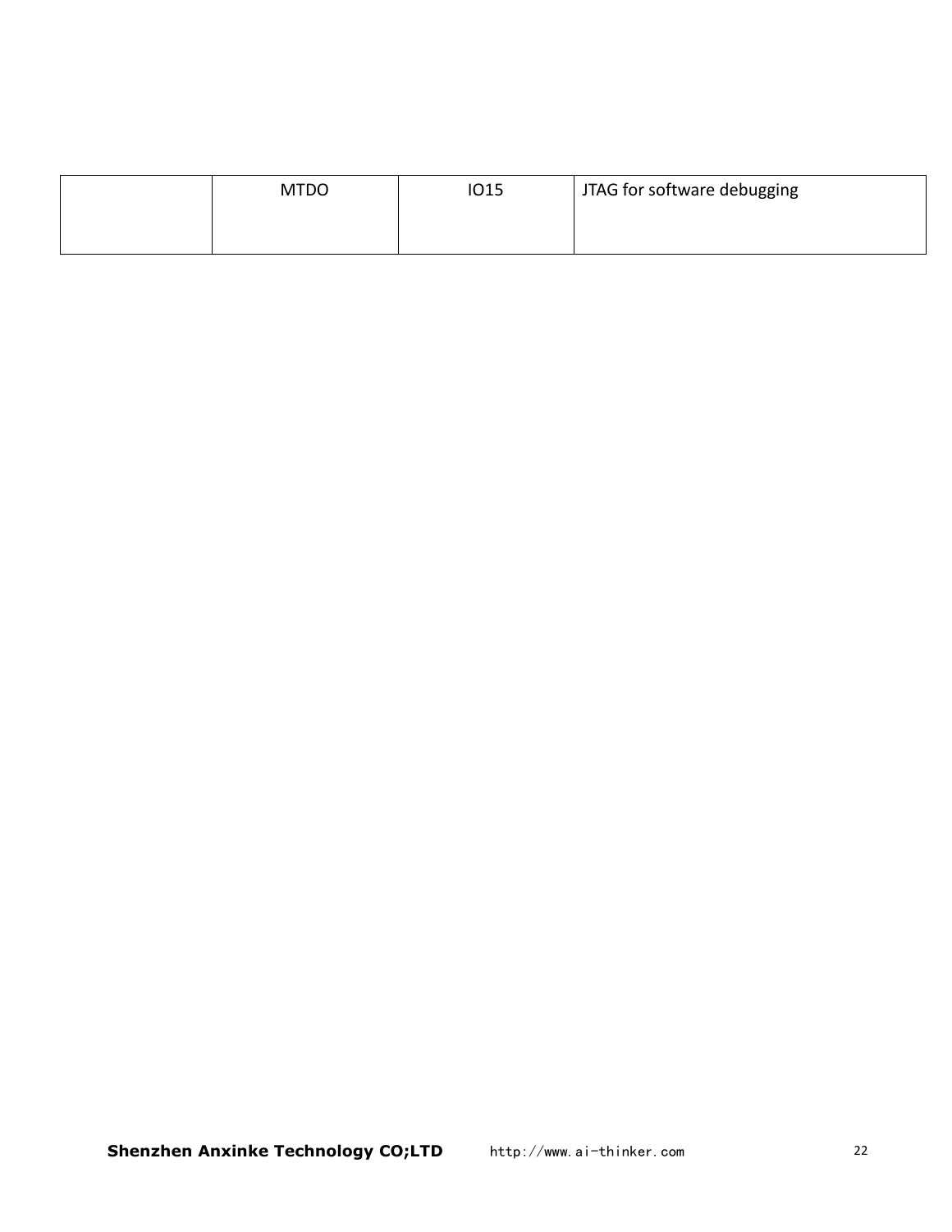|  | MTDO | IO15 | JTAG for software debugging |
| --- | --- | --- | --- |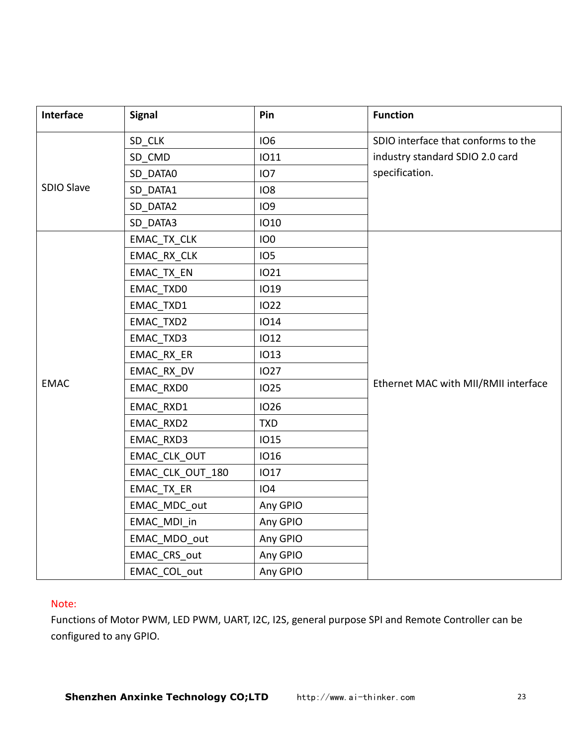| Interface | Signal | Pin | Function |
|---|---|---|---|
| SDIO Slave | SD_CLK | IO6 | SDIO interface that conforms to the industry standard SDIO 2.0 card specification. |
| | SD_CMD | IO11 | |
| | SD_DATA0 | IO7 | |
| | SD_DATA1 | IO8 | |
| | SD_DATA2 | IO9 | |
| | SD_DATA3 | IO10 | |
| EMAC | EMAC_TX_CLK | IO0 | Ethernet MAC with MII/RMII interface |
| | EMAC_RX_CLK | IO5 | |
| | EMAC_TX_EN | IO21 | |
| | EMAC_TXD0 | IO19 | |
| | EMAC_TXD1 | IO22 | |
| | EMAC_TXD2 | IO14 | |
| | EMAC_TXD3 | IO12 | |
| | EMAC_RX_ER | IO13 | |
| | EMAC_RX_DV | IO27 | |
| | EMAC_RXD0 | IO25 | |
| | EMAC_RXD1 | IO26 | |
| | EMAC_RXD2 | TXD | |
| | EMAC_RXD3 | IO15 | |
| | EMAC_CLK_OUT | IO16 | |
| | EMAC_CLK_OUT_180 | IO17 | |
| | EMAC_TX_ER | IO4 | |
| | EMAC_MDC_out | Any GPIO | |
| | EMAC_MDI_in | Any GPIO | |
| | EMAC_MDO_out | Any GPIO | |
| | EMAC_CRS_out | Any GPIO | |
| | EMAC_COL_out | Any GPIO | |

Note:

Functions of Motor PWM, LED PWM, UART, I2C, I2S, general purpose SPI and Remote Controller can be configured to any GPIO.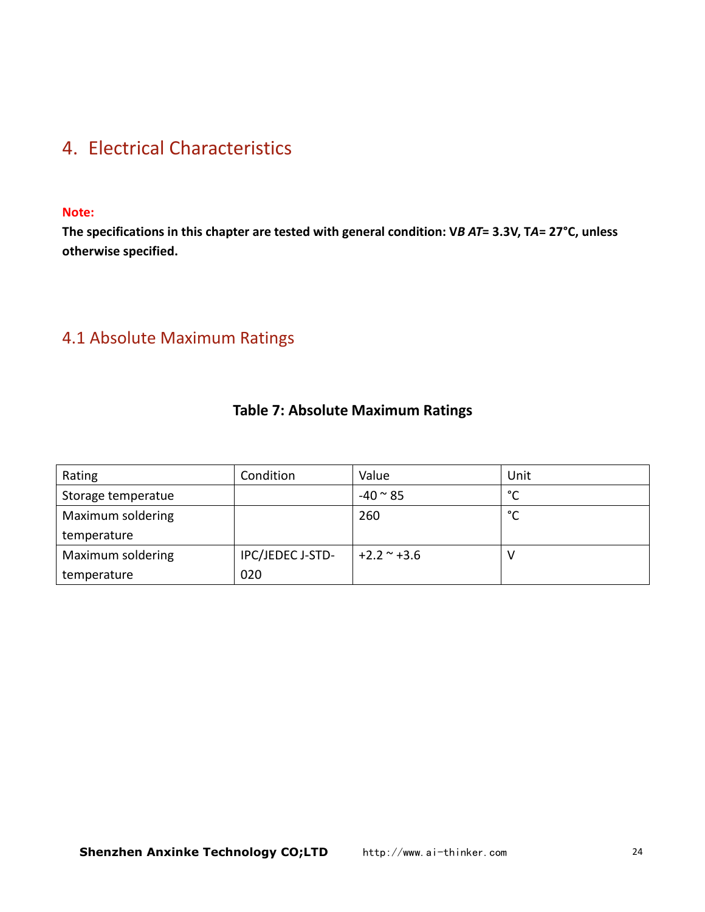# 4. Electrical Characteristics

**Note:**

**The specifications in this chapter are tested with general condition: V*B AT*= 3.3V, T*A*= 27°C, unless otherwise specified.**

## 4.1 Absolute Maximum Ratings

**Table 7: Absolute Maximum Ratings**

| Rating | Condition | Value | Unit |
|---|---|---|---|
| Storage temperatue | | -40 ~ 85 | °C |
| Maximum soldering temperature | | 260 | °C |
| Maximum soldering temperature | IPC/JEDEC J-STD-020 | +2.2 ~ +3.6 | V |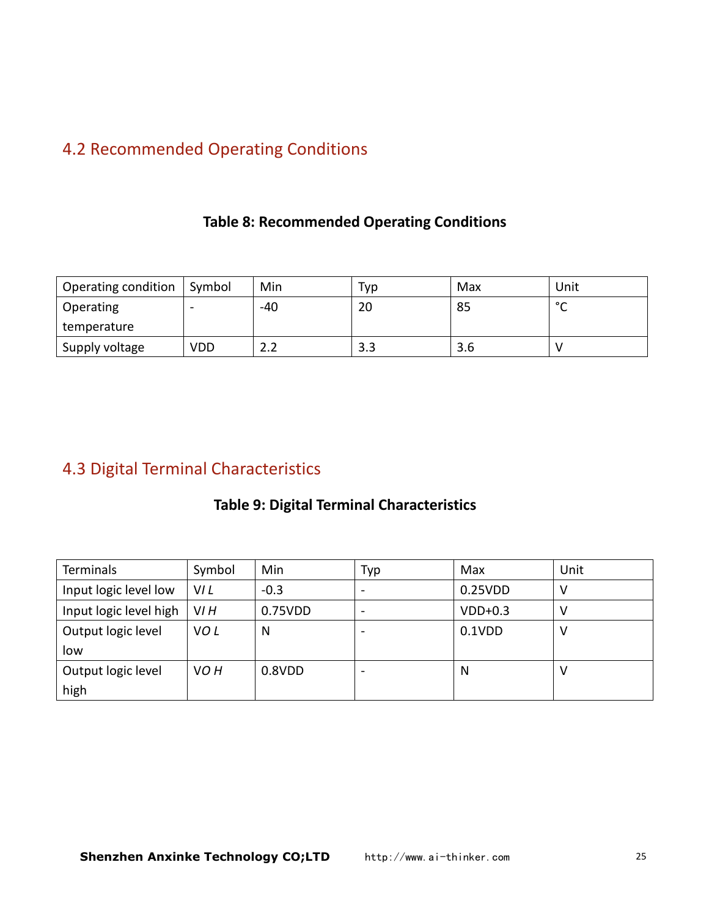## 4.2 Recommended Operating Conditions

**Table 8: Recommended Operating Conditions**

| Operating condition | Symbol | Min | Typ | Max | Unit |
|---|---|---|---|---|---|
| Operating temperature | - | -40 | 20 | 85 | °C |
| Supply voltage | VDD | 2.2 | 3.3 | 3.6 | V |

## 4.3 Digital Terminal Characteristics

**Table 9: Digital Terminal Characteristics**

| Terminals | Symbol | Min | Typ | Max | Unit |
|---|---|---|---|---|---|
| Input logic level low | $V_{IL}$ | -0.3 | - | 0.25VDD | V |
| Input logic level high | $V_{IH}$ | 0.75VDD | - | VDD+0.3 | V |
| Output logic level low | $V_{OL}$ | N | - | 0.1VDD | V |
| Output logic level high | $V_{OH}$ | 0.8VDD | - | N | V |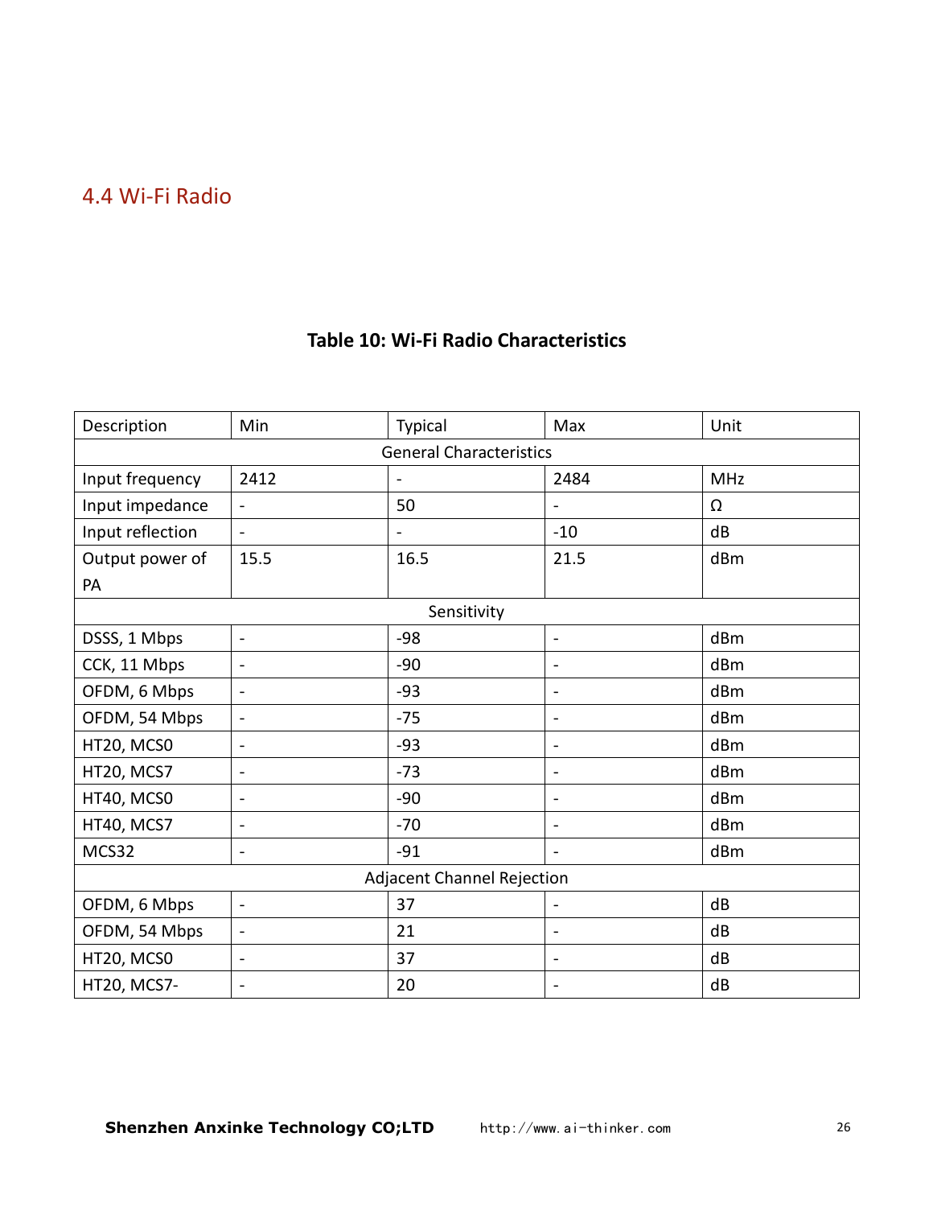## 4.4 Wi-Fi Radio

**Table 10: Wi-Fi Radio Characteristics**

| Description | Min | Typical | Max | Unit |
|---|---|---|---|---|
| General Characteristics | | | | |
| Input frequency | 2412 | - | 2484 | MHz |
| Input impedance | - | 50 | - | Ω |
| Input reflection | - | - | -10 | dB |
| Output power of PA | 15.5 | 16.5 | 21.5 | dBm |
| Sensitivity | | | | |
| DSSS, 1 Mbps | - | -98 | - | dBm |
| CCK, 11 Mbps | - | -90 | - | dBm |
| OFDM, 6 Mbps | - | -93 | - | dBm |
| OFDM, 54 Mbps | - | -75 | - | dBm |
| HT20, MCS0 | - | -93 | - | dBm |
| HT20, MCS7 | - | -73 | - | dBm |
| HT40, MCS0 | - | -90 | - | dBm |
| HT40, MCS7 | - | -70 | - | dBm |
| MCS32 | - | -91 | - | dBm |
| Adjacent Channel Rejection | | | | |
| OFDM, 6 Mbps | - | 37 | - | dB |
| OFDM, 54 Mbps | - | 21 | - | dB |
| HT20, MCS0 | - | 37 | - | dB |
| HT20, MCS7- | - | 20 | - | dB |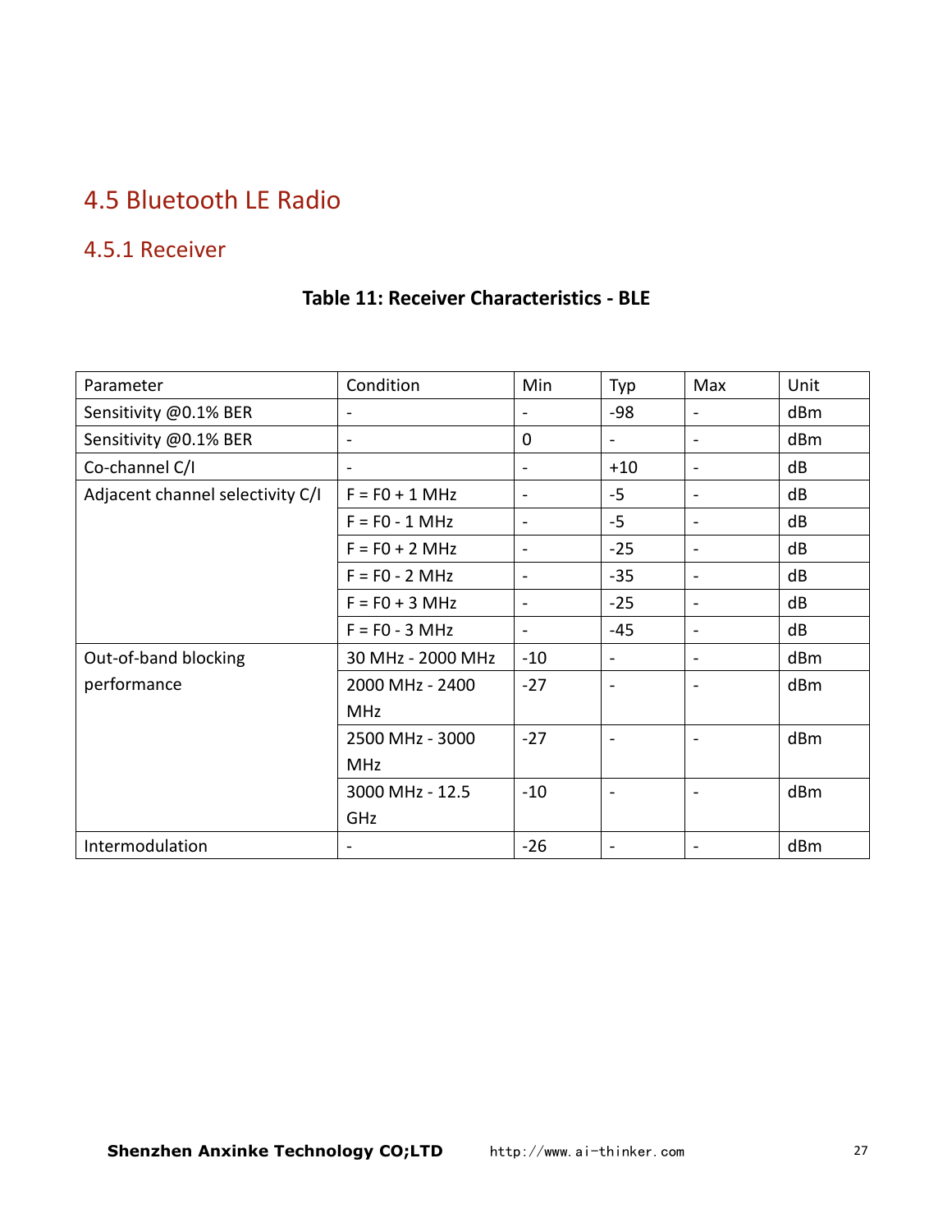## 4.5 Bluetooth LE Radio

### 4.5.1 Receiver

**Table 11: Receiver Characteristics - BLE**

| Parameter | Condition | Min | Typ | Max | Unit |
| --- | --- | --- | --- | --- | --- |
| Sensitivity @0.1% BER | - | - | -98 | - | dBm |
| Sensitivity @0.1% BER | - | 0 | - | - | dBm |
| Co-channel C/I | - | - | +10 | - | dB |
| Adjacent channel selectivity C/I | F = F0 + 1 MHz | - | -5 | - | dB |
| | F = F0 - 1 MHz | - | -5 | - | dB |
| | F = F0 + 2 MHz | - | -25 | - | dB |
| | F = F0 - 2 MHz | - | -35 | - | dB |
| | F = F0 + 3 MHz | - | -25 | - | dB |
| | F = F0 - 3 MHz | - | -45 | - | dB |
| Out-of-band blocking performance | 30 MHz - 2000 MHz | -10 | - | - | dBm |
| | 2000 MHz - 2400 MHz | -27 | - | - | dBm |
| | 2500 MHz - 3000 MHz | -27 | - | - | dBm |
| | 3000 MHz - 12.5 GHz | -10 | - | - | dBm |
| Intermodulation | - | -26 | - | - | dBm |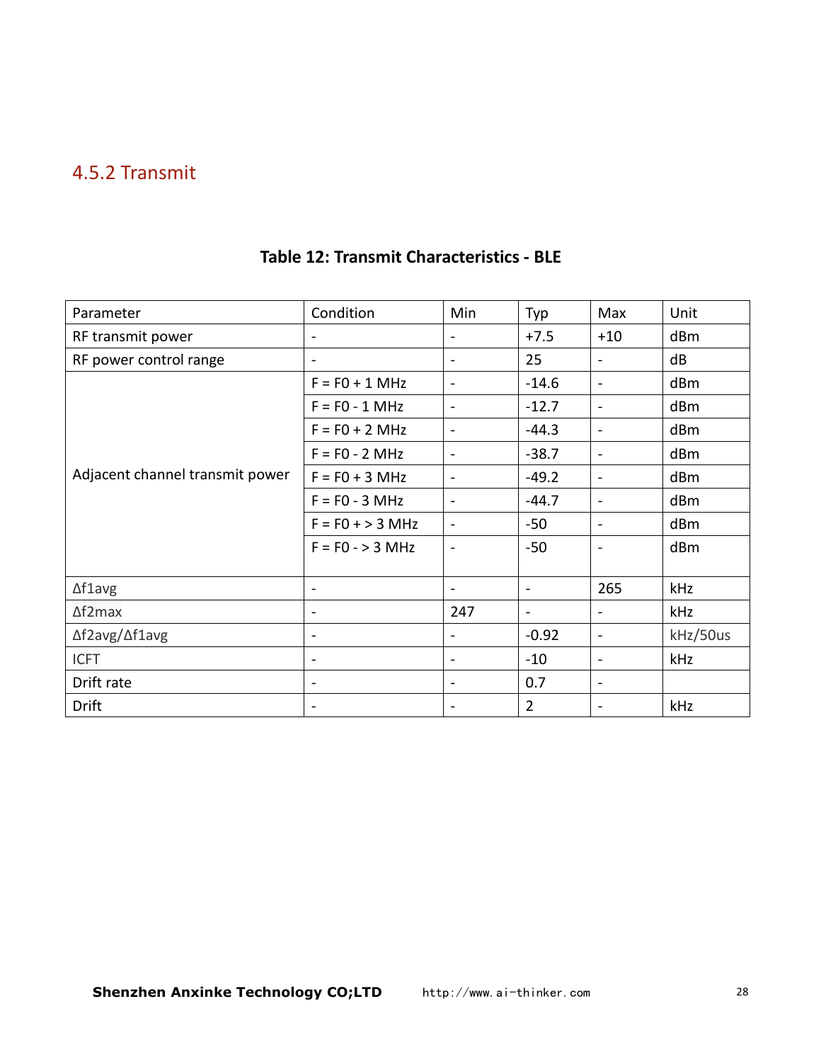### 4.5.2 Transmit

**Table 12: Transmit Characteristics - BLE**

| Parameter | Condition | Min | Typ | Max | Unit |
|---|---|---|---|---|---|
| RF transmit power | - | - | +7.5 | +10 | dBm |
| RF power control range | - | - | 25 | - | dB |
| Adjacent channel transmit power | F = F0 + 1 MHz | - | -14.6 | - | dBm |
| | F = F0 - 1 MHz | - | -12.7 | - | dBm |
| | F = F0 + 2 MHz | - | -44.3 | - | dBm |
| | F = F0 - 2 MHz | - | -38.7 | - | dBm |
| | F = F0 + 3 MHz | - | -49.2 | - | dBm |
| | F = F0 - 3 MHz | - | -44.7 | - | dBm |
| | F = F0 + > 3 MHz | - | -50 | - | dBm |
| | F = F0 - > 3 MHz | - | -50 | - | dBm |
| Δf1avg | - | - | - | 265 | kHz |
| Δf2max | - | 247 | - | - | kHz |
| Δf2avg/Δf1avg | - | - | -0.92 | - | kHz/50us |
| ICFT | - | - | -10 | - | kHz |
| Drift rate | - | - | 0.7 | - | |
| Drift | - | - | 2 | - | kHz |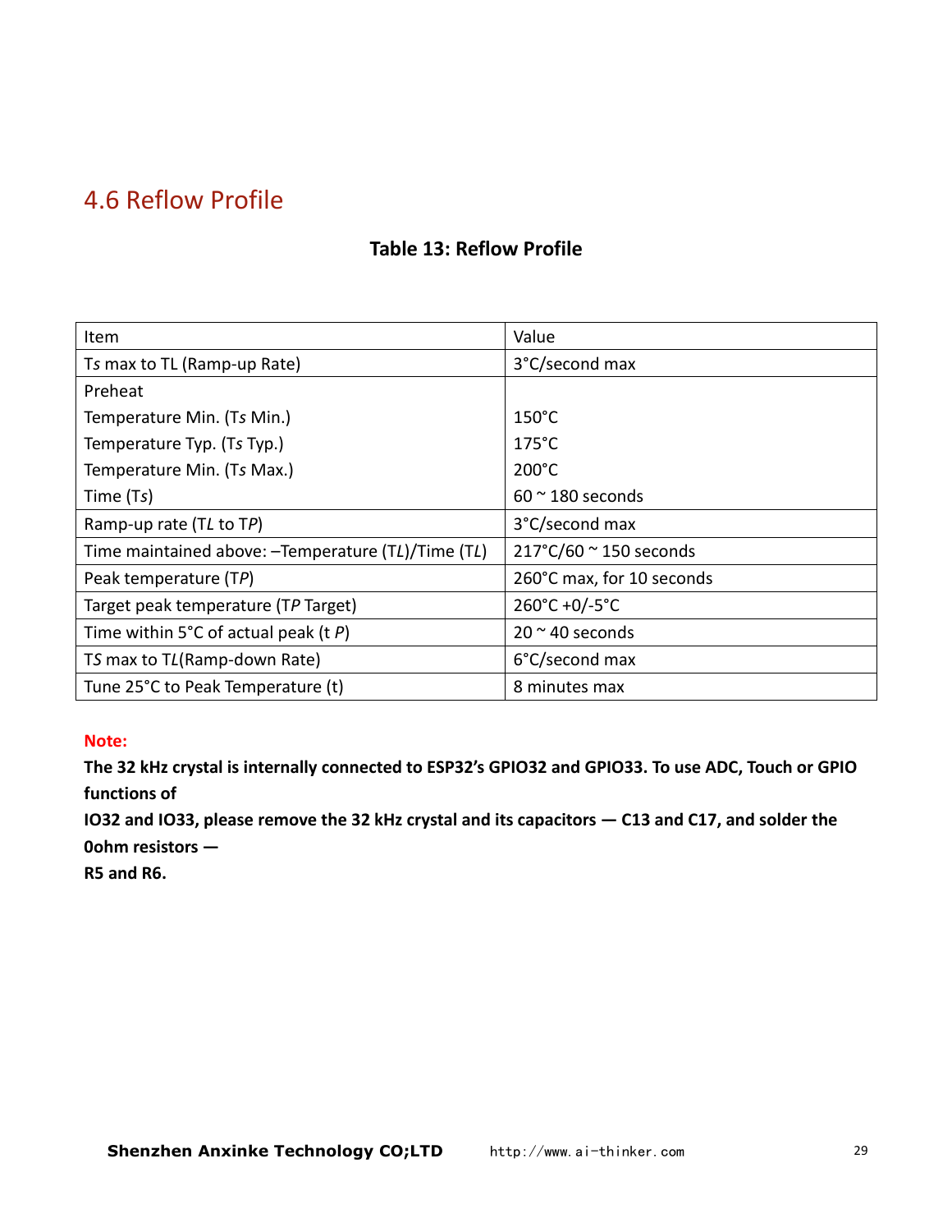## 4.6 Reflow Profile

**Table 13: Reflow Profile**

| Item | Value |
| --- | --- |
| T*s* max to TL (Ramp-up Rate) | 3°C/second max |
| Preheat<br>Temperature Min. (T*s* Min.)<br>Temperature Typ. (T*s* Typ.)<br>Temperature Min. (T*s* Max.)<br>Time (T*s*) | <br>150°C<br>175°C<br>200°C<br>60 ~ 180 seconds |
| Ramp-up rate (T*L* to T*P*) | 3°C/second max |
| Time maintained above: –Temperature (T*L*)/Time (T*L*) | 217°C/60 ~ 150 seconds |
| Peak temperature (T*P*) | 260°C max, for 10 seconds |
| Target peak temperature (T*P* Target) | 260°C +0/-5°C |
| Time within 5°C of actual peak (t *P*) | 20 ~ 40 seconds |
| T*S* max to T*L*(Ramp-down Rate) | 6°C/second max |
| Tune 25°C to Peak Temperature (t) | 8 minutes max |

**Note:**

**The 32 kHz crystal is internally connected to ESP32's GPIO32 and GPIO33. To use ADC, Touch or GPIO functions of IO32 and IO33, please remove the 32 kHz crystal and its capacitors — C13 and C17, and solder the 0ohm resistors — R5 and R6.**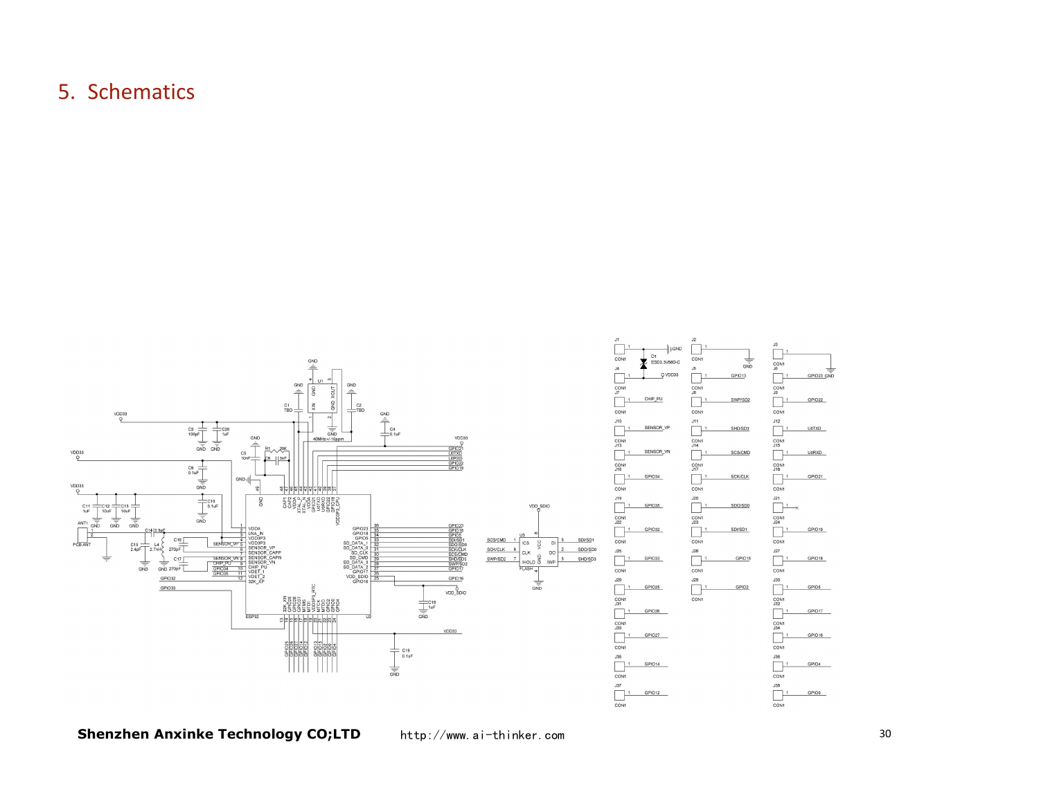# 5. Schematics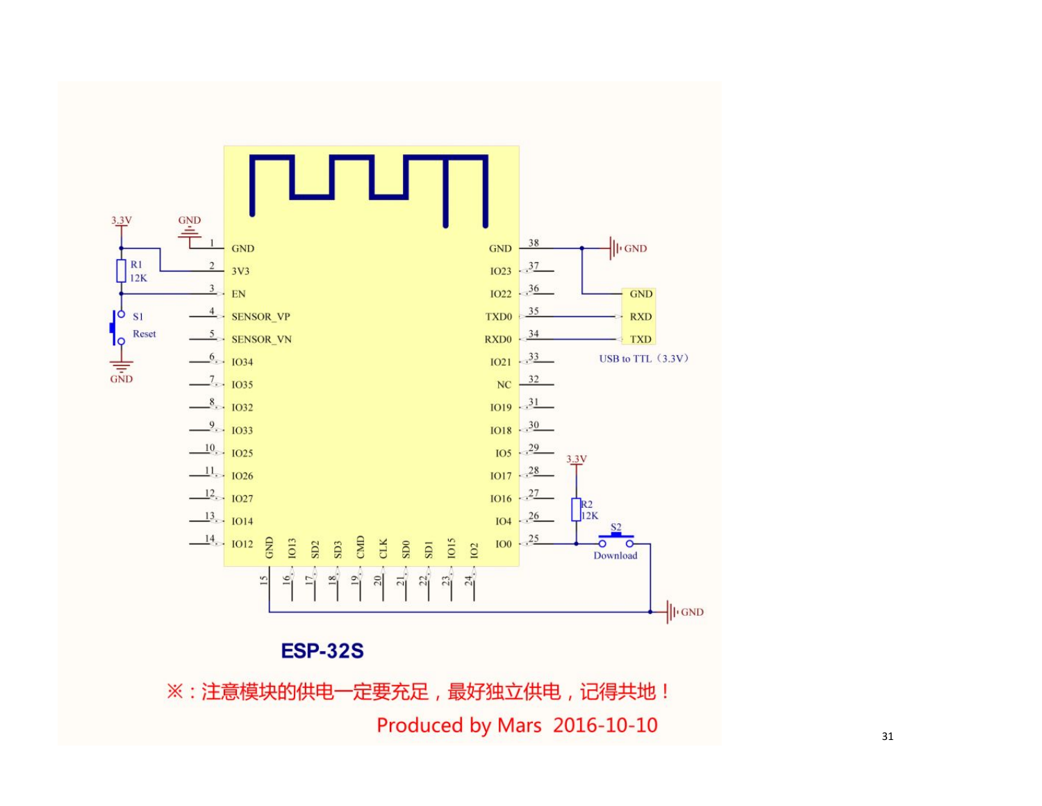**ESP-32S**

※：注意模块的供电一定要充足，最好独立供电，记得共地！

Produced by Mars 2016-10-10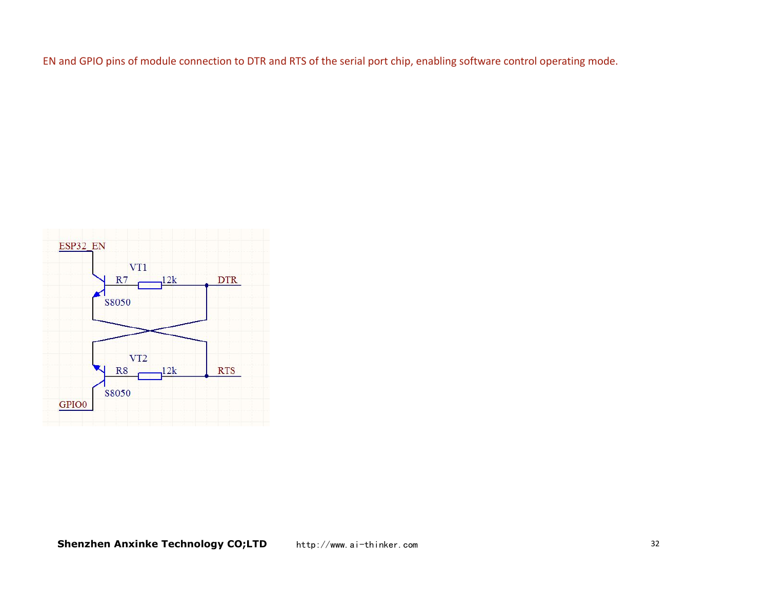EN and GPIO pins of module connection to DTR and RTS of the serial port chip, enabling software control operating mode.

ESP32_EN

VT1

R7 12k DTR

S8050

VT2

R8 12k RTS

S8050

GPIO0